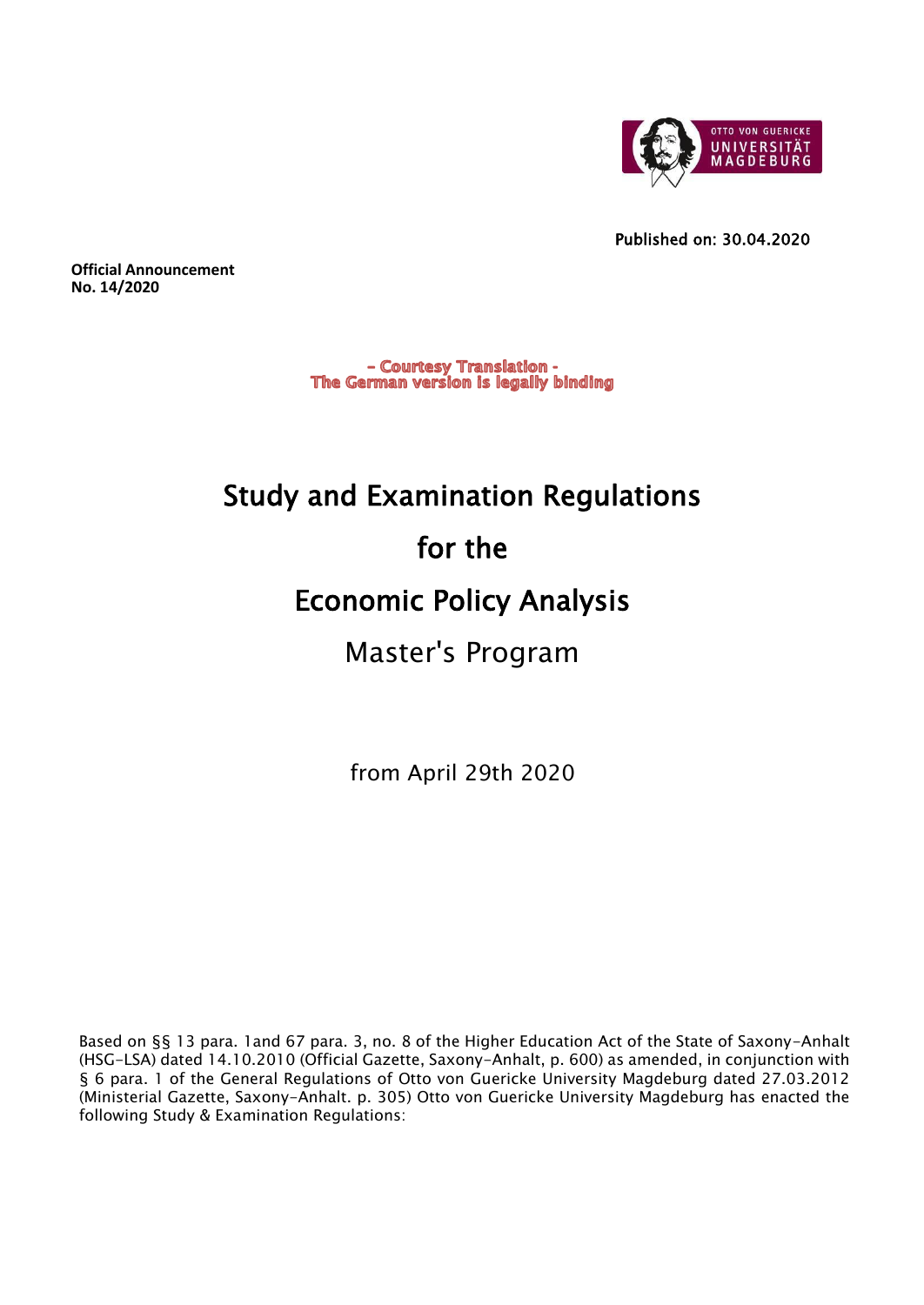Published on: 30.04.2020

**Official Announcement**
**No. 14/2020**

**- Courtesy Translation -**
**The German version is legally binding**

# Study and Examination Regulations

# for the

# Economic Policy Analysis

## Master's Program

from April 29th 2020

Based on §§ 13 para. 1and 67 para. 3, no. 8 of the Higher Education Act of the State of Saxony-Anhalt (HSG-LSA) dated 14.10.2010 (Official Gazette, Saxony-Anhalt, p. 600) as amended, in conjunction with § 6 para. 1 of the General Regulations of Otto von Guericke University Magdeburg dated 27.03.2012 (Ministerial Gazette, Saxony-Anhalt. p. 305) Otto von Guericke University Magdeburg has enacted the following Study & Examination Regulations: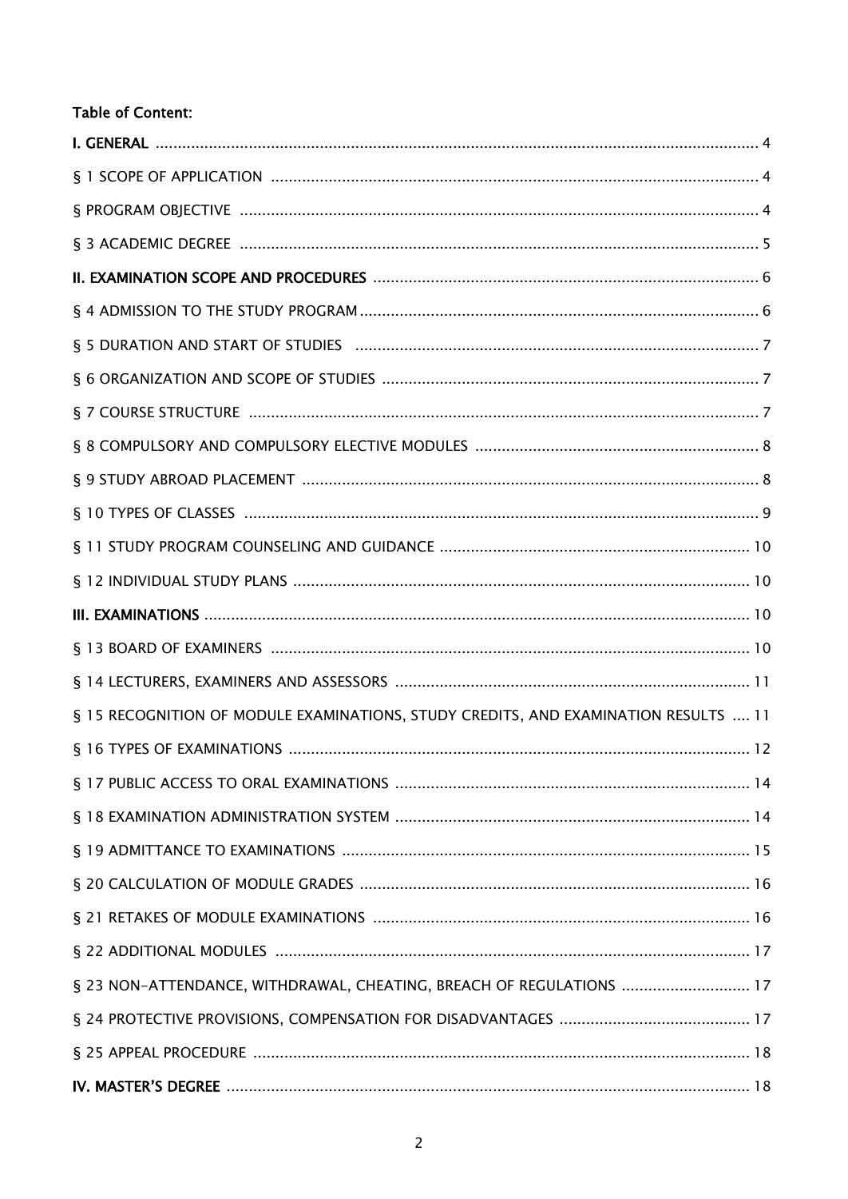## Table of Content:

**I. GENERAL** .......... 4

§ 1 SCOPE OF APPLICATION .......... 4

§ PROGRAM OBJECTIVE .......... 4

§ 3 ACADEMIC DEGREE .......... 5

**II. EXAMINATION SCOPE AND PROCEDURES** .......... 6

§ 4 ADMISSION TO THE STUDY PROGRAM .......... 6

§ 5 DURATION AND START OF STUDIES .......... 7

§ 6 ORGANIZATION AND SCOPE OF STUDIES .......... 7

§ 7 COURSE STRUCTURE .......... 7

§ 8 COMPULSORY AND COMPULSORY ELECTIVE MODULES .......... 8

§ 9 STUDY ABROAD PLACEMENT .......... 8

§ 10 TYPES OF CLASSES .......... 9

§ 11 STUDY PROGRAM COUNSELING AND GUIDANCE .......... 10

§ 12 INDIVIDUAL STUDY PLANS .......... 10

**III. EXAMINATIONS** .......... 10

§ 13 BOARD OF EXAMINERS .......... 10

§ 14 LECTURERS, EXAMINERS AND ASSESSORS .......... 11

§ 15 RECOGNITION OF MODULE EXAMINATIONS, STUDY CREDITS, AND EXAMINATION RESULTS .... 11

§ 16 TYPES OF EXAMINATIONS .......... 12

§ 17 PUBLIC ACCESS TO ORAL EXAMINATIONS .......... 14

§ 18 EXAMINATION ADMINISTRATION SYSTEM .......... 14

§ 19 ADMITTANCE TO EXAMINATIONS .......... 15

§ 20 CALCULATION OF MODULE GRADES .......... 16

§ 21 RETAKES OF MODULE EXAMINATIONS .......... 16

§ 22 ADDITIONAL MODULES .......... 17

§ 23 NON-ATTENDANCE, WITHDRAWAL, CHEATING, BREACH OF REGULATIONS .......... 17

§ 24 PROTECTIVE PROVISIONS, COMPENSATION FOR DISADVANTAGES .......... 17

§ 25 APPEAL PROCEDURE .......... 18

**IV. MASTER'S DEGREE** .......... 18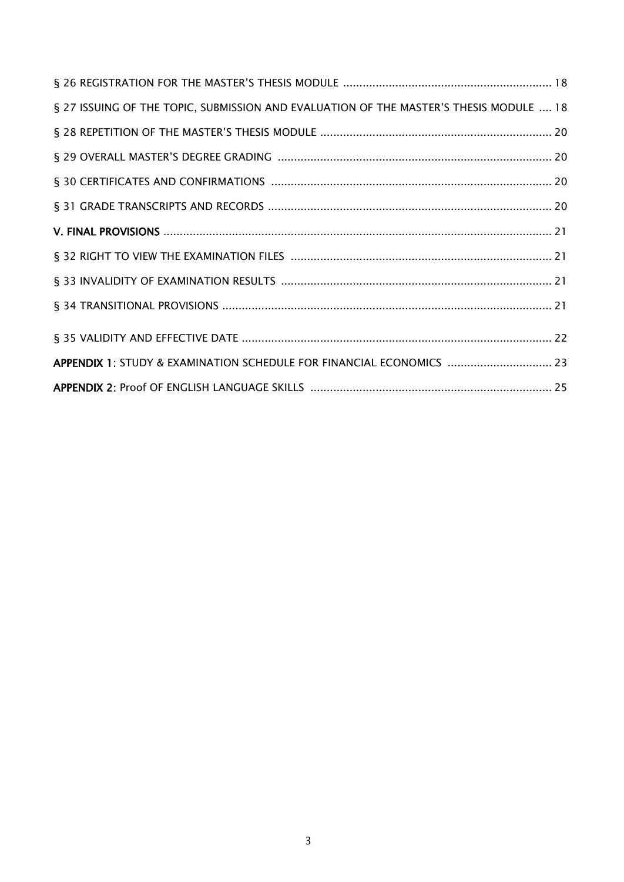§ 26 REGISTRATION FOR THE MASTER'S THESIS MODULE ............................................................... 18

§ 27 ISSUING OF THE TOPIC, SUBMISSION AND EVALUATION OF THE MASTER'S THESIS MODULE .... 18

§ 28 REPETITION OF THE MASTER'S THESIS MODULE ........................................................................ 20

§ 29 OVERALL MASTER'S DEGREE GRADING ..................................................................................... 20

§ 30 CERTIFICATES AND CONFIRMATIONS ....................................................................................... 20

§ 31 GRADE TRANSCRIPTS AND RECORDS ........................................................................................ 20

**V. FINAL PROVISIONS** ........................................................................................................................ 21

§ 32 RIGHT TO VIEW THE EXAMINATION FILES ................................................................................. 21

§ 33 INVALIDITY OF EXAMINATION RESULTS .................................................................................... 21

§ 34 TRANSITIONAL PROVISIONS ....................................................................................................... 21

§ 35 VALIDITY AND EFFECTIVE DATE .................................................................................................. 22

**APPENDIX 1:** STUDY & EXAMINATION SCHEDULE FOR FINANCIAL ECONOMICS ................................ 23

**APPENDIX 2:** Proof OF ENGLISH LANGUAGE SKILLS ........................................................................... 25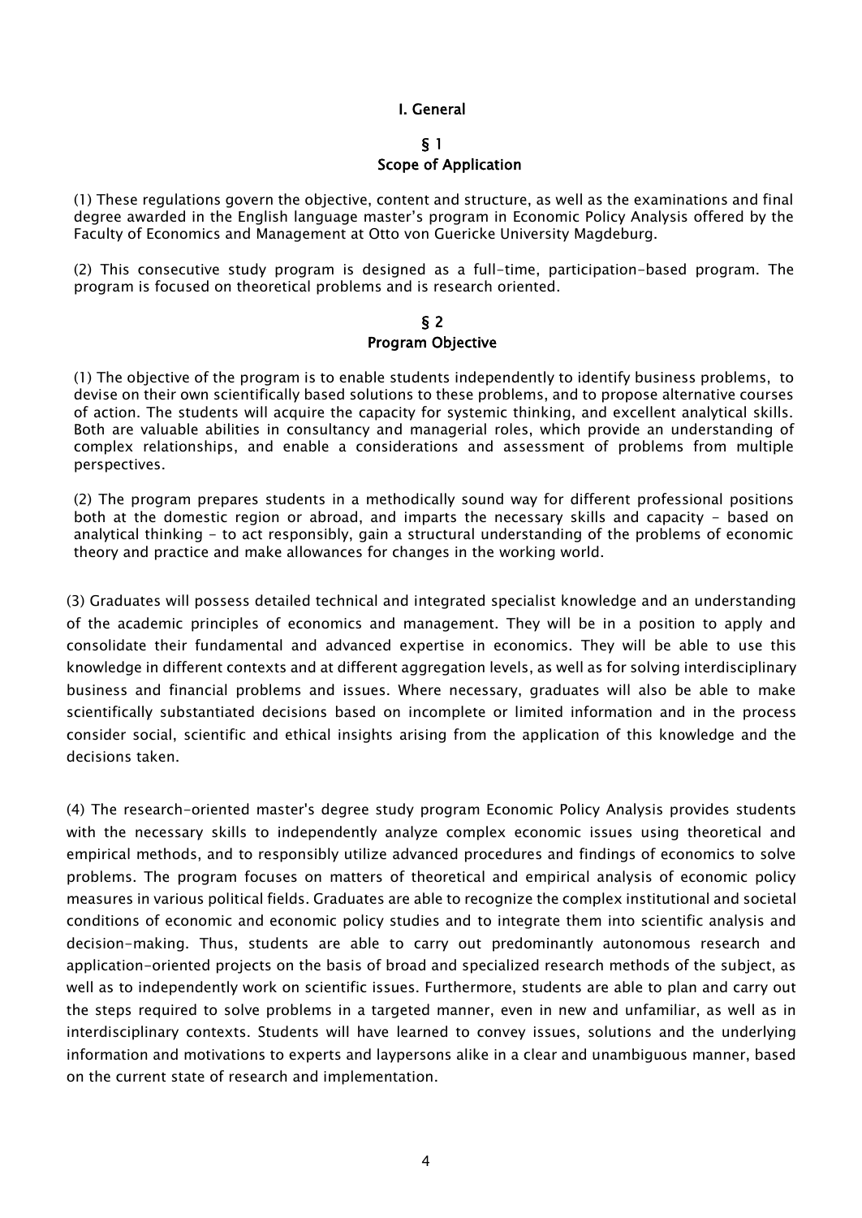# I. General

## § 1
## Scope of Application

(1) These regulations govern the objective, content and structure, as well as the examinations and final degree awarded in the English language master's program in Economic Policy Analysis offered by the Faculty of Economics and Management at Otto von Guericke University Magdeburg.

(2) This consecutive study program is designed as a full-time, participation-based program. The program is focused on theoretical problems and is research oriented.

## § 2
## Program Objective

(1) The objective of the program is to enable students independently to identify business problems, to devise on their own scientifically based solutions to these problems, and to propose alternative courses of action. The students will acquire the capacity for systemic thinking, and excellent analytical skills. Both are valuable abilities in consultancy and managerial roles, which provide an understanding of complex relationships, and enable a considerations and assessment of problems from multiple perspectives.

(2) The program prepares students in a methodically sound way for different professional positions both at the domestic region or abroad, and imparts the necessary skills and capacity - based on analytical thinking - to act responsibly, gain a structural understanding of the problems of economic theory and practice and make allowances for changes in the working world.

(3) Graduates will possess detailed technical and integrated specialist knowledge and an understanding of the academic principles of economics and management. They will be in a position to apply and consolidate their fundamental and advanced expertise in economics. They will be able to use this knowledge in different contexts and at different aggregation levels, as well as for solving interdisciplinary business and financial problems and issues. Where necessary, graduates will also be able to make scientifically substantiated decisions based on incomplete or limited information and in the process consider social, scientific and ethical insights arising from the application of this knowledge and the decisions taken.

(4) The research-oriented master's degree study program Economic Policy Analysis provides students with the necessary skills to independently analyze complex economic issues using theoretical and empirical methods, and to responsibly utilize advanced procedures and findings of economics to solve problems. The program focuses on matters of theoretical and empirical analysis of economic policy measures in various political fields. Graduates are able to recognize the complex institutional and societal conditions of economic and economic policy studies and to integrate them into scientific analysis and decision-making. Thus, students are able to carry out predominantly autonomous research and application-oriented projects on the basis of broad and specialized research methods of the subject, as well as to independently work on scientific issues. Furthermore, students are able to plan and carry out the steps required to solve problems in a targeted manner, even in new and unfamiliar, as well as in interdisciplinary contexts. Students will have learned to convey issues, solutions and the underlying information and motivations to experts and laypersons alike in a clear and unambiguous manner, based on the current state of research and implementation.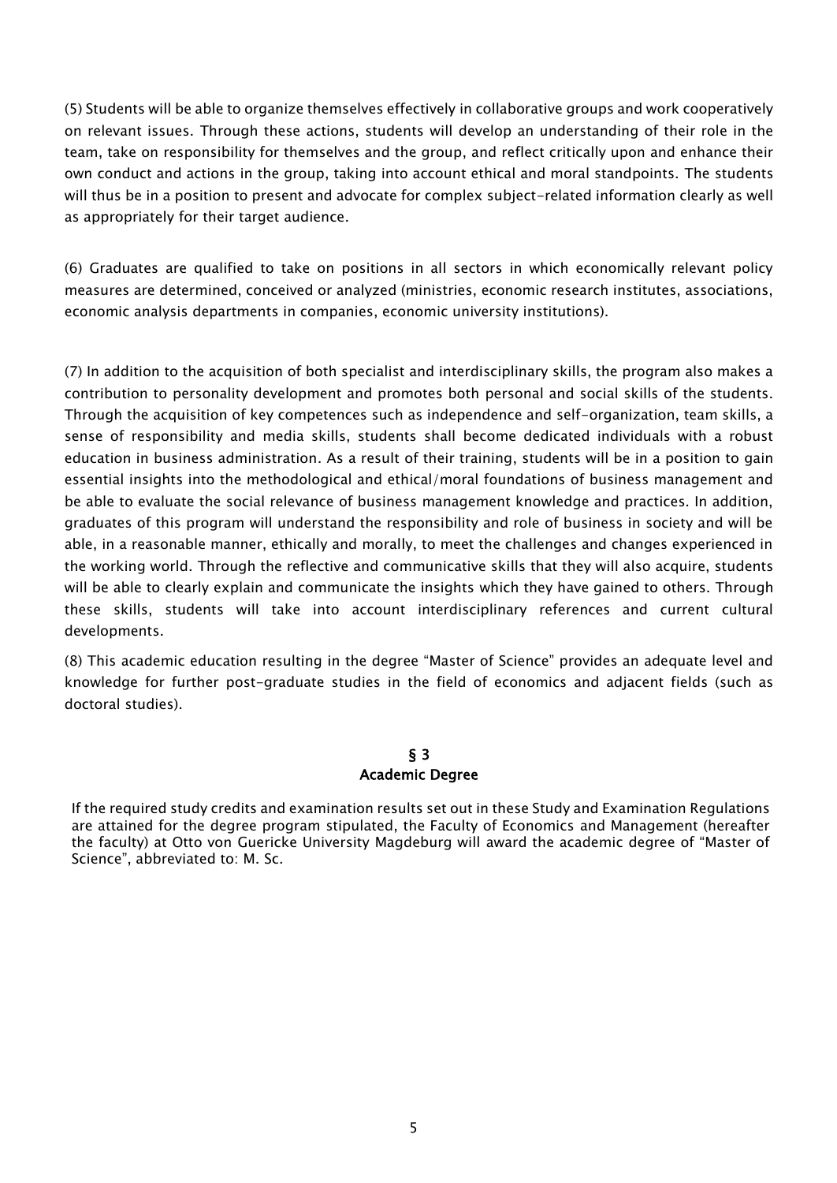(5) Students will be able to organize themselves effectively in collaborative groups and work cooperatively on relevant issues. Through these actions, students will develop an understanding of their role in the team, take on responsibility for themselves and the group, and reflect critically upon and enhance their own conduct and actions in the group, taking into account ethical and moral standpoints. The students will thus be in a position to present and advocate for complex subject-related information clearly as well as appropriately for their target audience.

(6) Graduates are qualified to take on positions in all sectors in which economically relevant policy measures are determined, conceived or analyzed (ministries, economic research institutes, associations, economic analysis departments in companies, economic university institutions).

(7) In addition to the acquisition of both specialist and interdisciplinary skills, the program also makes a contribution to personality development and promotes both personal and social skills of the students. Through the acquisition of key competences such as independence and self-organization, team skills, a sense of responsibility and media skills, students shall become dedicated individuals with a robust education in business administration. As a result of their training, students will be in a position to gain essential insights into the methodological and ethical/moral foundations of business management and be able to evaluate the social relevance of business management knowledge and practices. In addition, graduates of this program will understand the responsibility and role of business in society and will be able, in a reasonable manner, ethically and morally, to meet the challenges and changes experienced in the working world. Through the reflective and communicative skills that they will also acquire, students will be able to clearly explain and communicate the insights which they have gained to others. Through these skills, students will take into account interdisciplinary references and current cultural developments.

(8) This academic education resulting in the degree "Master of Science" provides an adequate level and knowledge for further post-graduate studies in the field of economics and adjacent fields (such as doctoral studies).

## § 3
## Academic Degree

If the required study credits and examination results set out in these Study and Examination Regulations are attained for the degree program stipulated, the Faculty of Economics and Management (hereafter the faculty) at Otto von Guericke University Magdeburg will award the academic degree of "Master of Science", abbreviated to: M. Sc.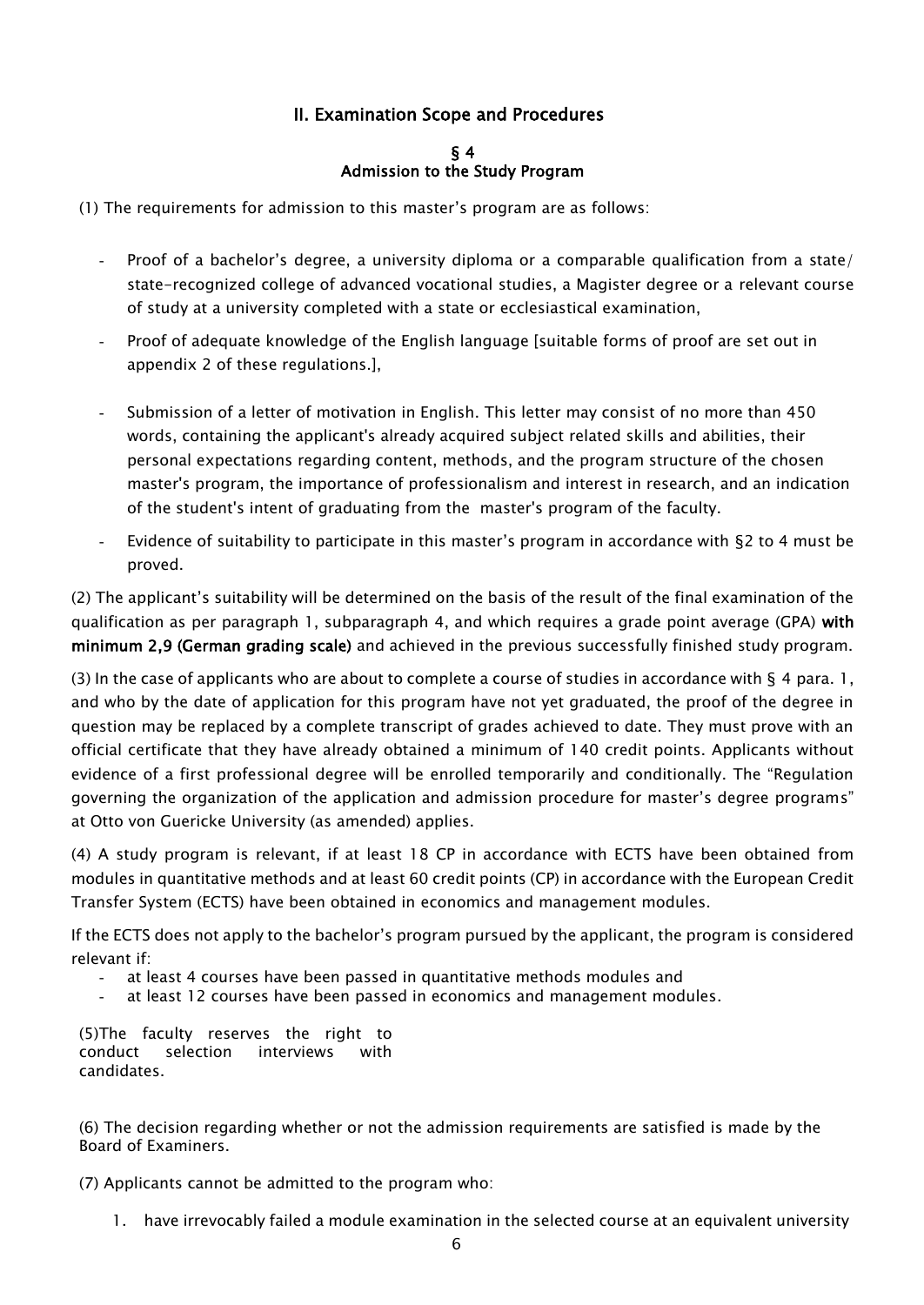## II. Examination Scope and Procedures

### § 4
### Admission to the Study Program

(1) The requirements for admission to this master's program are as follows:

- Proof of a bachelor's degree, a university diploma or a comparable qualification from a state/ state-recognized college of advanced vocational studies, a Magister degree or a relevant course of study at a university completed with a state or ecclesiastical examination,
- Proof of adequate knowledge of the English language [suitable forms of proof are set out in appendix 2 of these regulations.],
- Submission of a letter of motivation in English. This letter may consist of no more than 450 words, containing the applicant's already acquired subject related skills and abilities, their personal expectations regarding content, methods, and the program structure of the chosen master's program, the importance of professionalism and interest in research, and an indication of the student's intent of graduating from the master's program of the faculty.
- Evidence of suitability to participate in this master's program in accordance with §2 to 4 must be proved.

(2) The applicant's suitability will be determined on the basis of the result of the final examination of the qualification as per paragraph 1, subparagraph 4, and which requires a grade point average (GPA) **with minimum 2,9 (German grading scale)** and achieved in the previous successfully finished study program.

(3) In the case of applicants who are about to complete a course of studies in accordance with § 4 para. 1, and who by the date of application for this program have not yet graduated, the proof of the degree in question may be replaced by a complete transcript of grades achieved to date. They must prove with an official certificate that they have already obtained a minimum of 140 credit points. Applicants without evidence of a first professional degree will be enrolled temporarily and conditionally. The "Regulation governing the organization of the application and admission procedure for master's degree programs" at Otto von Guericke University (as amended) applies.

(4) A study program is relevant, if at least 18 CP in accordance with ECTS have been obtained from modules in quantitative methods and at least 60 credit points (CP) in accordance with the European Credit Transfer System (ECTS) have been obtained in economics and management modules.

If the ECTS does not apply to the bachelor's program pursued by the applicant, the program is considered relevant if:

- at least 4 courses have been passed in quantitative methods modules and
- at least 12 courses have been passed in economics and management modules.

(5)The faculty reserves the right to conduct selection interviews with candidates.

(6) The decision regarding whether or not the admission requirements are satisfied is made by the Board of Examiners.

(7) Applicants cannot be admitted to the program who:

1. have irrevocably failed a module examination in the selected course at an equivalent university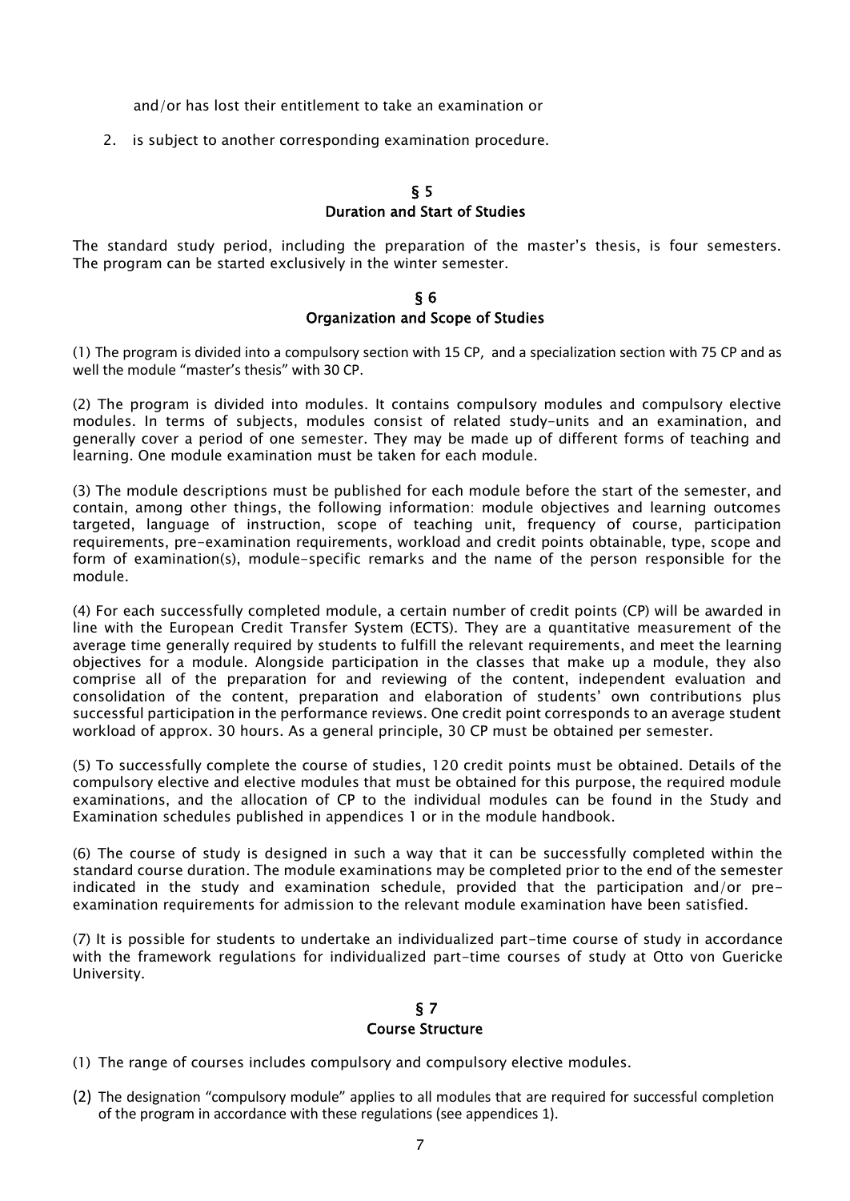and/or has lost their entitlement to take an examination or

2. is subject to another corresponding examination procedure.

## § 5
## Duration and Start of Studies

The standard study period, including the preparation of the master's thesis, is four semesters. The program can be started exclusively in the winter semester.

## § 6
## Organization and Scope of Studies

(1) The program is divided into a compulsory section with 15 CP, and a specialization section with 75 CP and as well the module "master's thesis" with 30 CP.

(2) The program is divided into modules. It contains compulsory modules and compulsory elective modules. In terms of subjects, modules consist of related study-units and an examination, and generally cover a period of one semester. They may be made up of different forms of teaching and learning. One module examination must be taken for each module.

(3) The module descriptions must be published for each module before the start of the semester, and contain, among other things, the following information: module objectives and learning outcomes targeted, language of instruction, scope of teaching unit, frequency of course, participation requirements, pre-examination requirements, workload and credit points obtainable, type, scope and form of examination(s), module-specific remarks and the name of the person responsible for the module.

(4) For each successfully completed module, a certain number of credit points (CP) will be awarded in line with the European Credit Transfer System (ECTS). They are a quantitative measurement of the average time generally required by students to fulfill the relevant requirements, and meet the learning objectives for a module. Alongside participation in the classes that make up a module, they also comprise all of the preparation for and reviewing of the content, independent evaluation and consolidation of the content, preparation and elaboration of students' own contributions plus successful participation in the performance reviews. One credit point corresponds to an average student workload of approx. 30 hours. As a general principle, 30 CP must be obtained per semester.

(5) To successfully complete the course of studies, 120 credit points must be obtained. Details of the compulsory elective and elective modules that must be obtained for this purpose, the required module examinations, and the allocation of CP to the individual modules can be found in the Study and Examination schedules published in appendices 1 or in the module handbook.

(6) The course of study is designed in such a way that it can be successfully completed within the standard course duration. The module examinations may be completed prior to the end of the semester indicated in the study and examination schedule, provided that the participation and/or pre-examination requirements for admission to the relevant module examination have been satisfied.

(7) It is possible for students to undertake an individualized part-time course of study in accordance with the framework regulations for individualized part-time courses of study at Otto von Guericke University.

## § 7
## Course Structure

(1) The range of courses includes compulsory and compulsory elective modules.

(2) The designation "compulsory module" applies to all modules that are required for successful completion of the program in accordance with these regulations (see appendices 1).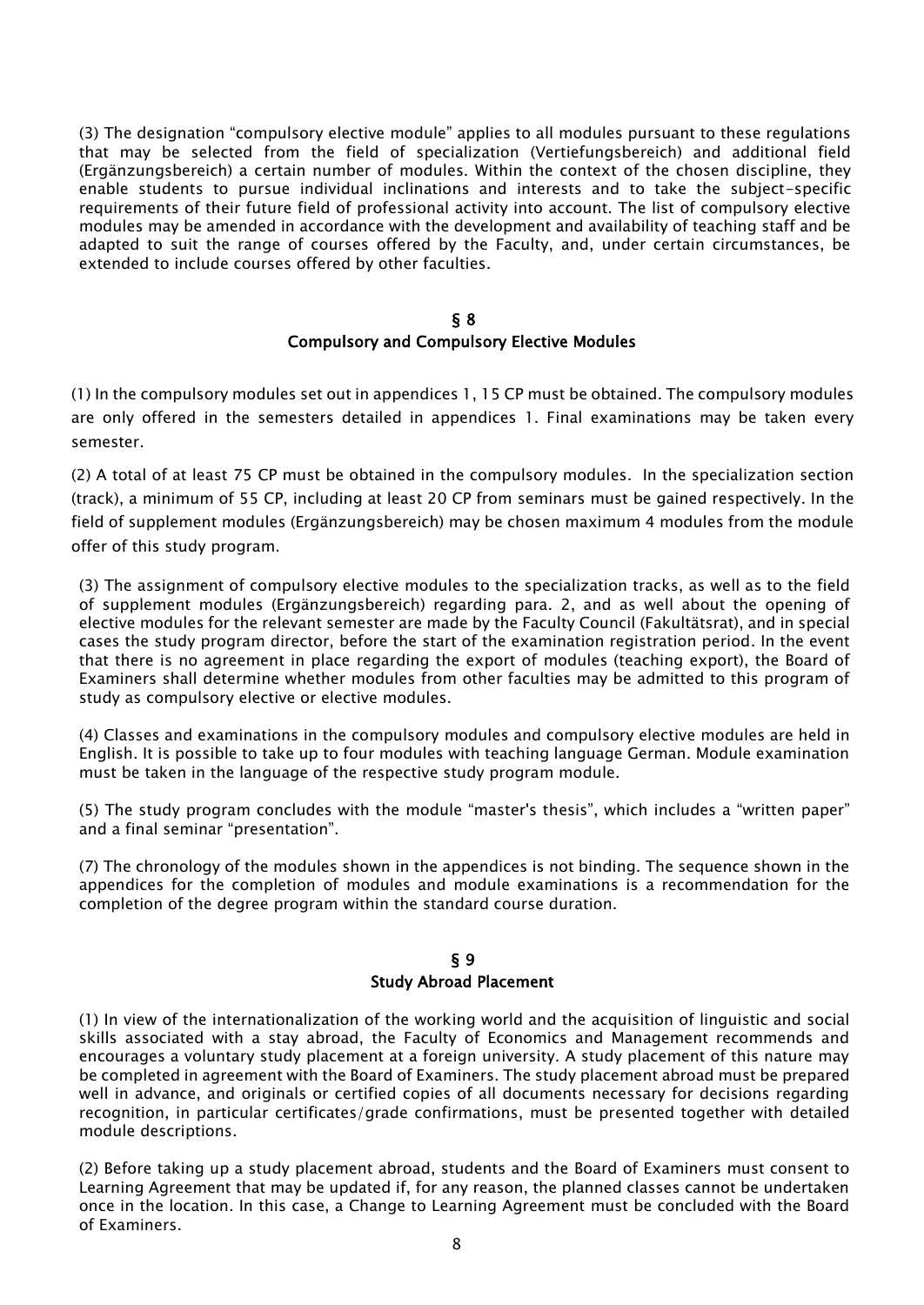(3) The designation "compulsory elective module" applies to all modules pursuant to these regulations that may be selected from the field of specialization (Vertiefungsbereich) and additional field (Ergänzungsbereich) a certain number of modules. Within the context of the chosen discipline, they enable students to pursue individual inclinations and interests and to take the subject-specific requirements of their future field of professional activity into account. The list of compulsory elective modules may be amended in accordance with the development and availability of teaching staff and be adapted to suit the range of courses offered by the Faculty, and, under certain circumstances, be extended to include courses offered by other faculties.

## § 8
## Compulsory and Compulsory Elective Modules

(1) In the compulsory modules set out in appendices 1, 15 CP must be obtained. The compulsory modules are only offered in the semesters detailed in appendices 1. Final examinations may be taken every semester.

(2) A total of at least 75 CP must be obtained in the compulsory modules. In the specialization section (track), a minimum of 55 CP, including at least 20 CP from seminars must be gained respectively. In the field of supplement modules (Ergänzungsbereich) may be chosen maximum 4 modules from the module offer of this study program.

(3) The assignment of compulsory elective modules to the specialization tracks, as well as to the field of supplement modules (Ergänzungsbereich) regarding para. 2, and as well about the opening of elective modules for the relevant semester are made by the Faculty Council (Fakultätsrat), and in special cases the study program director, before the start of the examination registration period. In the event that there is no agreement in place regarding the export of modules (teaching export), the Board of Examiners shall determine whether modules from other faculties may be admitted to this program of study as compulsory elective or elective modules.

(4) Classes and examinations in the compulsory modules and compulsory elective modules are held in English. It is possible to take up to four modules with teaching language German. Module examination must be taken in the language of the respective study program module.

(5) The study program concludes with the module "master's thesis", which includes a "written paper" and a final seminar "presentation".

(7) The chronology of the modules shown in the appendices is not binding. The sequence shown in the appendices for the completion of modules and module examinations is a recommendation for the completion of the degree program within the standard course duration.

## § 9
## Study Abroad Placement

(1) In view of the internationalization of the working world and the acquisition of linguistic and social skills associated with a stay abroad, the Faculty of Economics and Management recommends and encourages a voluntary study placement at a foreign university. A study placement of this nature may be completed in agreement with the Board of Examiners. The study placement abroad must be prepared well in advance, and originals or certified copies of all documents necessary for decisions regarding recognition, in particular certificates/grade confirmations, must be presented together with detailed module descriptions.

(2) Before taking up a study placement abroad, students and the Board of Examiners must consent to Learning Agreement that may be updated if, for any reason, the planned classes cannot be undertaken once in the location. In this case, a Change to Learning Agreement must be concluded with the Board of Examiners.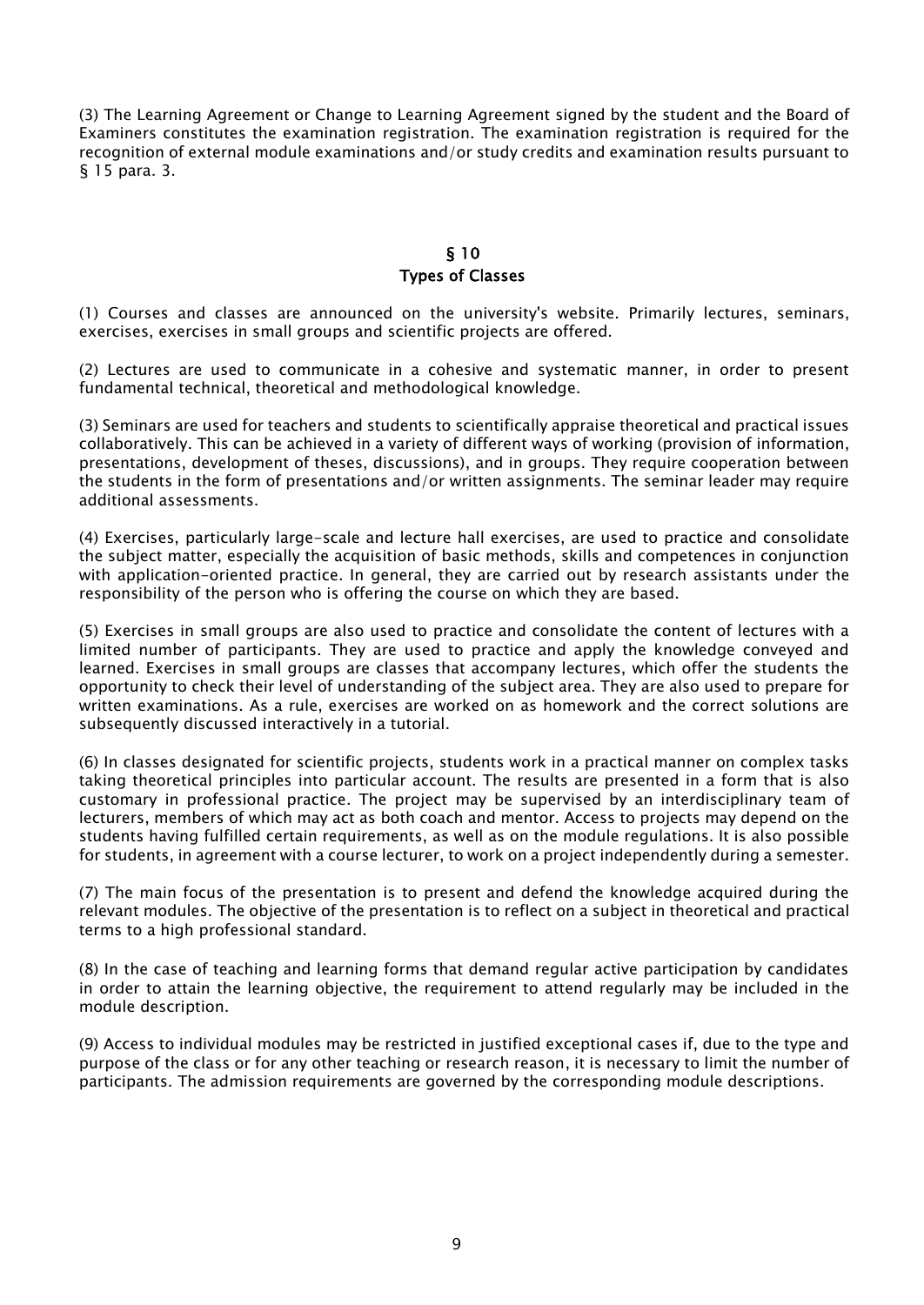(3) The Learning Agreement or Change to Learning Agreement signed by the student and the Board of Examiners constitutes the examination registration. The examination registration is required for the recognition of external module examinations and/or study credits and examination results pursuant to § 15 para. 3.

## § 10
## Types of Classes

(1) Courses and classes are announced on the university's website. Primarily lectures, seminars, exercises, exercises in small groups and scientific projects are offered.

(2) Lectures are used to communicate in a cohesive and systematic manner, in order to present fundamental technical, theoretical and methodological knowledge.

(3) Seminars are used for teachers and students to scientifically appraise theoretical and practical issues collaboratively. This can be achieved in a variety of different ways of working (provision of information, presentations, development of theses, discussions), and in groups. They require cooperation between the students in the form of presentations and/or written assignments. The seminar leader may require additional assessments.

(4) Exercises, particularly large-scale and lecture hall exercises, are used to practice and consolidate the subject matter, especially the acquisition of basic methods, skills and competences in conjunction with application-oriented practice. In general, they are carried out by research assistants under the responsibility of the person who is offering the course on which they are based.

(5) Exercises in small groups are also used to practice and consolidate the content of lectures with a limited number of participants. They are used to practice and apply the knowledge conveyed and learned. Exercises in small groups are classes that accompany lectures, which offer the students the opportunity to check their level of understanding of the subject area. They are also used to prepare for written examinations. As a rule, exercises are worked on as homework and the correct solutions are subsequently discussed interactively in a tutorial.

(6) In classes designated for scientific projects, students work in a practical manner on complex tasks taking theoretical principles into particular account. The results are presented in a form that is also customary in professional practice. The project may be supervised by an interdisciplinary team of lecturers, members of which may act as both coach and mentor. Access to projects may depend on the students having fulfilled certain requirements, as well as on the module regulations. It is also possible for students, in agreement with a course lecturer, to work on a project independently during a semester.

(7) The main focus of the presentation is to present and defend the knowledge acquired during the relevant modules. The objective of the presentation is to reflect on a subject in theoretical and practical terms to a high professional standard.

(8) In the case of teaching and learning forms that demand regular active participation by candidates in order to attain the learning objective, the requirement to attend regularly may be included in the module description.

(9) Access to individual modules may be restricted in justified exceptional cases if, due to the type and purpose of the class or for any other teaching or research reason, it is necessary to limit the number of participants. The admission requirements are governed by the corresponding module descriptions.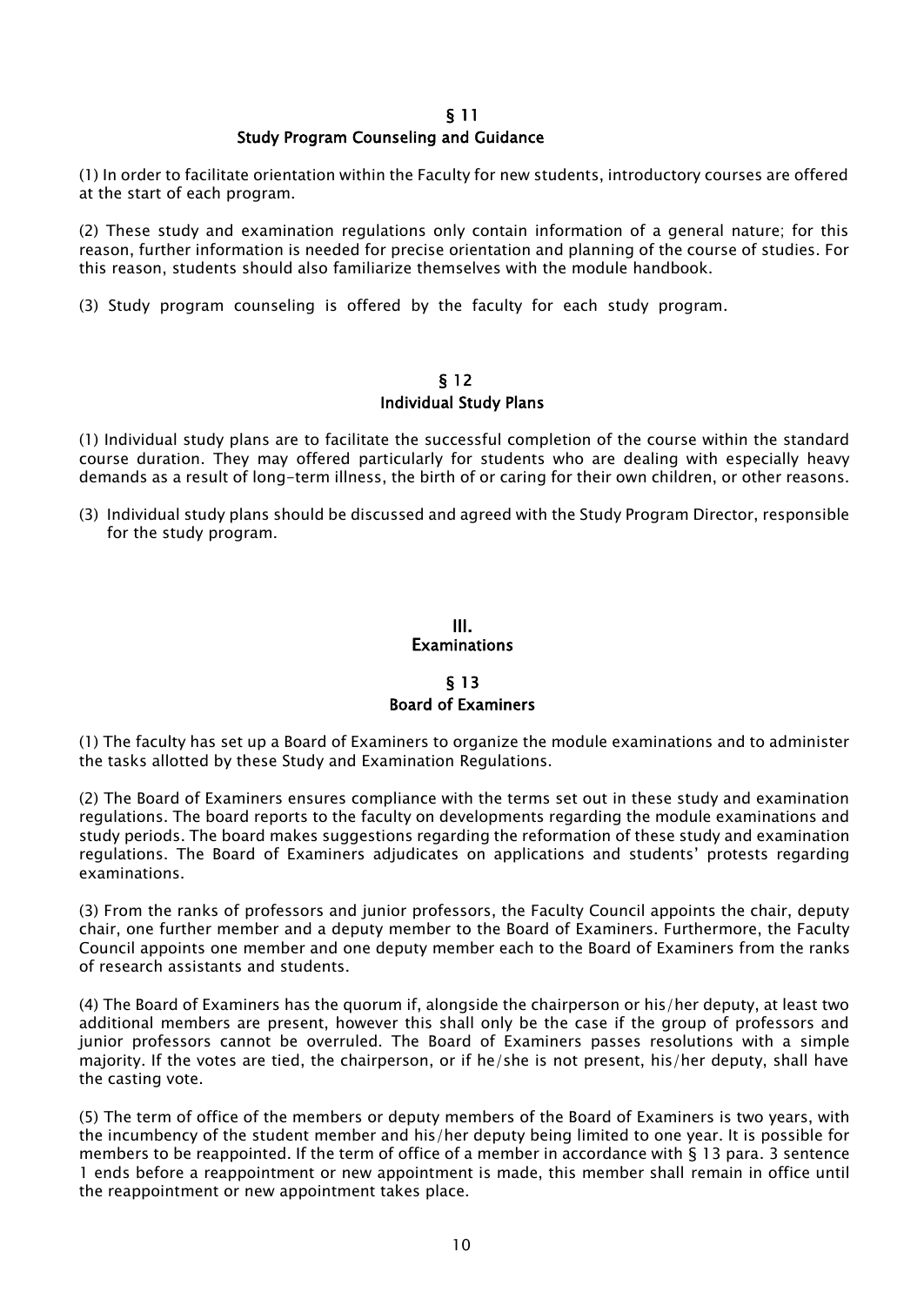## § 11
## Study Program Counseling and Guidance

(1) In order to facilitate orientation within the Faculty for new students, introductory courses are offered at the start of each program.

(2) These study and examination regulations only contain information of a general nature; for this reason, further information is needed for precise orientation and planning of the course of studies. For this reason, students should also familiarize themselves with the module handbook.

(3) Study program counseling is offered by the faculty for each study program.

## § 12
## Individual Study Plans

(1) Individual study plans are to facilitate the successful completion of the course within the standard course duration. They may offered particularly for students who are dealing with especially heavy demands as a result of long-term illness, the birth of or caring for their own children, or other reasons.

(3) Individual study plans should be discussed and agreed with the Study Program Director, responsible for the study program.

# III.
# Examinations

## § 13
## Board of Examiners

(1) The faculty has set up a Board of Examiners to organize the module examinations and to administer the tasks allotted by these Study and Examination Regulations.

(2) The Board of Examiners ensures compliance with the terms set out in these study and examination regulations. The board reports to the faculty on developments regarding the module examinations and study periods. The board makes suggestions regarding the reformation of these study and examination regulations. The Board of Examiners adjudicates on applications and students' protests regarding examinations.

(3) From the ranks of professors and junior professors, the Faculty Council appoints the chair, deputy chair, one further member and a deputy member to the Board of Examiners. Furthermore, the Faculty Council appoints one member and one deputy member each to the Board of Examiners from the ranks of research assistants and students.

(4) The Board of Examiners has the quorum if, alongside the chairperson or his/her deputy, at least two additional members are present, however this shall only be the case if the group of professors and junior professors cannot be overruled. The Board of Examiners passes resolutions with a simple majority. If the votes are tied, the chairperson, or if he/she is not present, his/her deputy, shall have the casting vote.

(5) The term of office of the members or deputy members of the Board of Examiners is two years, with the incumbency of the student member and his/her deputy being limited to one year. It is possible for members to be reappointed. If the term of office of a member in accordance with § 13 para. 3 sentence 1 ends before a reappointment or new appointment is made, this member shall remain in office until the reappointment or new appointment takes place.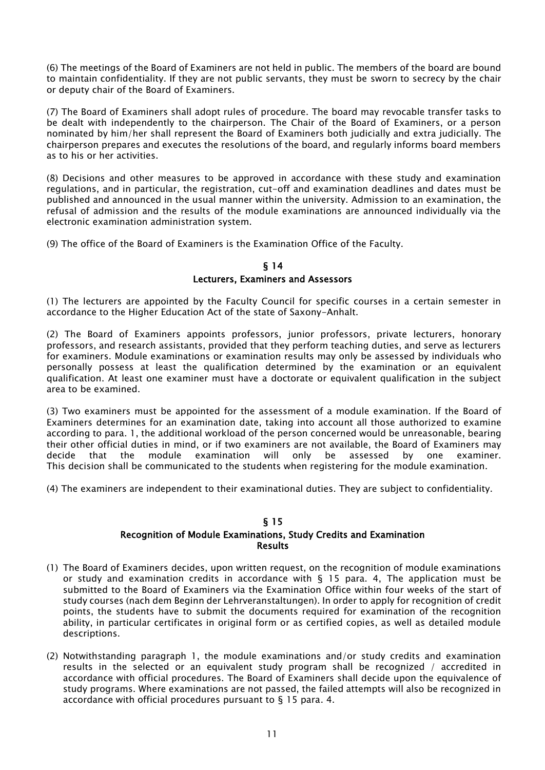(6) The meetings of the Board of Examiners are not held in public. The members of the board are bound to maintain confidentiality. If they are not public servants, they must be sworn to secrecy by the chair or deputy chair of the Board of Examiners.

(7) The Board of Examiners shall adopt rules of procedure. The board may revocable transfer tasks to be dealt with independently to the chairperson. The Chair of the Board of Examiners, or a person nominated by him/her shall represent the Board of Examiners both judicially and extra judicially. The chairperson prepares and executes the resolutions of the board, and regularly informs board members as to his or her activities.

(8) Decisions and other measures to be approved in accordance with these study and examination regulations, and in particular, the registration, cut-off and examination deadlines and dates must be published and announced in the usual manner within the university. Admission to an examination, the refusal of admission and the results of the module examinations are announced individually via the electronic examination administration system.

(9) The office of the Board of Examiners is the Examination Office of the Faculty.

## § 14
## Lecturers, Examiners and Assessors

(1) The lecturers are appointed by the Faculty Council for specific courses in a certain semester in accordance to the Higher Education Act of the state of Saxony-Anhalt.

(2) The Board of Examiners appoints professors, junior professors, private lecturers, honorary professors, and research assistants, provided that they perform teaching duties, and serve as lecturers for examiners. Module examinations or examination results may only be assessed by individuals who personally possess at least the qualification determined by the examination or an equivalent qualification. At least one examiner must have a doctorate or equivalent qualification in the subject area to be examined.

(3) Two examiners must be appointed for the assessment of a module examination. If the Board of Examiners determines for an examination date, taking into account all those authorized to examine according to para. 1, the additional workload of the person concerned would be unreasonable, bearing their other official duties in mind, or if two examiners are not available, the Board of Examiners may decide that the module examination will only be assessed by one examiner. This decision shall be communicated to the students when registering for the module examination.

(4) The examiners are independent to their examinational duties. They are subject to confidentiality.

## § 15
## Recognition of Module Examinations, Study Credits and Examination Results

(1) The Board of Examiners decides, upon written request, on the recognition of module examinations or study and examination credits in accordance with § 15 para. 4, The application must be submitted to the Board of Examiners via the Examination Office within four weeks of the start of study courses (nach dem Beginn der Lehrveranstaltungen). In order to apply for recognition of credit points, the students have to submit the documents required for examination of the recognition ability, in particular certificates in original form or as certified copies, as well as detailed module descriptions.

(2) Notwithstanding paragraph 1, the module examinations and/or study credits and examination results in the selected or an equivalent study program shall be recognized / accredited in accordance with official procedures. The Board of Examiners shall decide upon the equivalence of study programs. Where examinations are not passed, the failed attempts will also be recognized in accordance with official procedures pursuant to § 15 para. 4.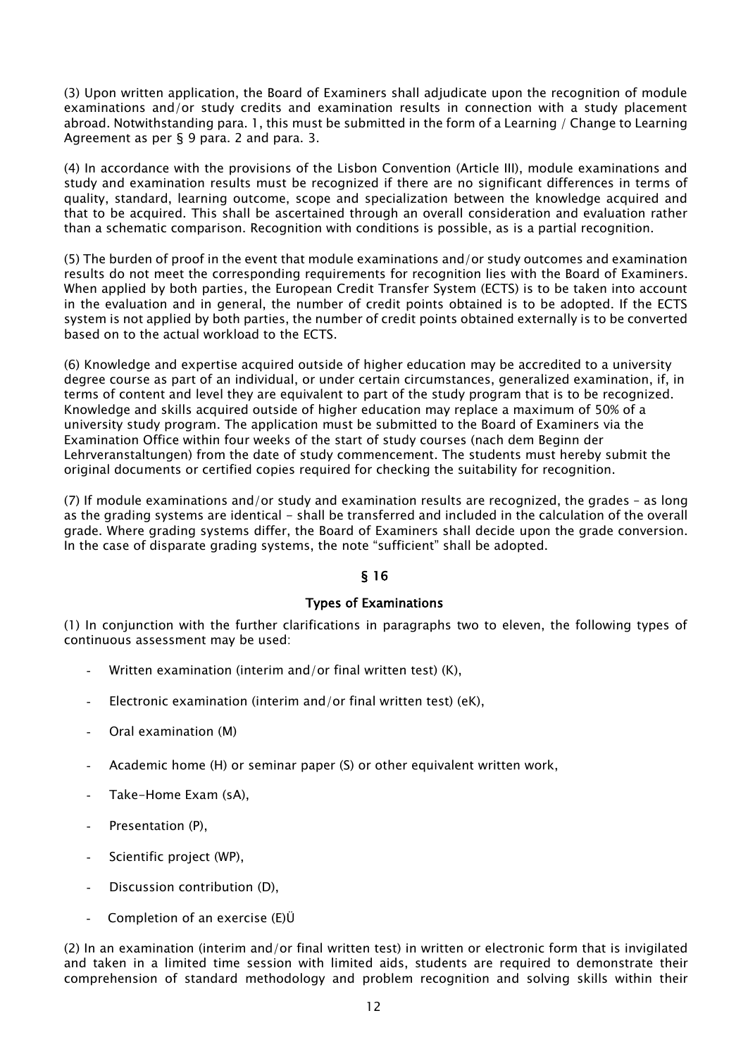(3) Upon written application, the Board of Examiners shall adjudicate upon the recognition of module examinations and/or study credits and examination results in connection with a study placement abroad. Notwithstanding para. 1, this must be submitted in the form of a Learning / Change to Learning Agreement as per § 9 para. 2 and para. 3.

(4) In accordance with the provisions of the Lisbon Convention (Article III), module examinations and study and examination results must be recognized if there are no significant differences in terms of quality, standard, learning outcome, scope and specialization between the knowledge acquired and that to be acquired. This shall be ascertained through an overall consideration and evaluation rather than a schematic comparison. Recognition with conditions is possible, as is a partial recognition.

(5) The burden of proof in the event that module examinations and/or study outcomes and examination results do not meet the corresponding requirements for recognition lies with the Board of Examiners. When applied by both parties, the European Credit Transfer System (ECTS) is to be taken into account in the evaluation and in general, the number of credit points obtained is to be adopted. If the ECTS system is not applied by both parties, the number of credit points obtained externally is to be converted based on to the actual workload to the ECTS.

(6) Knowledge and expertise acquired outside of higher education may be accredited to a university degree course as part of an individual, or under certain circumstances, generalized examination, if, in terms of content and level they are equivalent to part of the study program that is to be recognized. Knowledge and skills acquired outside of higher education may replace a maximum of 50% of a university study program. The application must be submitted to the Board of Examiners via the Examination Office within four weeks of the start of study courses (nach dem Beginn der Lehrveranstaltungen) from the date of study commencement. The students must hereby submit the original documents or certified copies required for checking the suitability for recognition.

(7) If module examinations and/or study and examination results are recognized, the grades – as long as the grading systems are identical - shall be transferred and included in the calculation of the overall grade. Where grading systems differ, the Board of Examiners shall decide upon the grade conversion. In the case of disparate grading systems, the note "sufficient" shall be adopted.

## § 16

### Types of Examinations

(1) In conjunction with the further clarifications in paragraphs two to eleven, the following types of continuous assessment may be used:

- Written examination (interim and/or final written test) (K),
- Electronic examination (interim and/or final written test) (eK),
- Oral examination (M)
- Academic home (H) or seminar paper (S) or other equivalent written work,
- Take-Home Exam (sA),
- Presentation (P),
- Scientific project (WP),
- Discussion contribution (D),
- Completion of an exercise (E)Ü

(2) In an examination (interim and/or final written test) in written or electronic form that is invigilated and taken in a limited time session with limited aids, students are required to demonstrate their comprehension of standard methodology and problem recognition and solving skills within their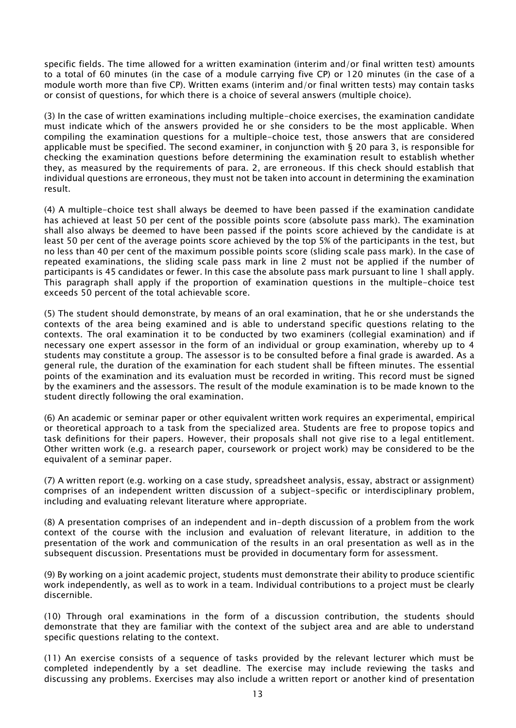specific fields. The time allowed for a written examination (interim and/or final written test) amounts to a total of 60 minutes (in the case of a module carrying five CP) or 120 minutes (in the case of a module worth more than five CP). Written exams (interim and/or final written tests) may contain tasks or consist of questions, for which there is a choice of several answers (multiple choice).

(3) In the case of written examinations including multiple-choice exercises, the examination candidate must indicate which of the answers provided he or she considers to be the most applicable. When compiling the examination questions for a multiple-choice test, those answers that are considered applicable must be specified. The second examiner, in conjunction with § 20 para 3, is responsible for checking the examination questions before determining the examination result to establish whether they, as measured by the requirements of para. 2, are erroneous. If this check should establish that individual questions are erroneous, they must not be taken into account in determining the examination result.

(4) A multiple-choice test shall always be deemed to have been passed if the examination candidate has achieved at least 50 per cent of the possible points score (absolute pass mark). The examination shall also always be deemed to have been passed if the points score achieved by the candidate is at least 50 per cent of the average points score achieved by the top 5% of the participants in the test, but no less than 40 per cent of the maximum possible points score (sliding scale pass mark). In the case of repeated examinations, the sliding scale pass mark in line 2 must not be applied if the number of participants is 45 candidates or fewer. In this case the absolute pass mark pursuant to line 1 shall apply. This paragraph shall apply if the proportion of examination questions in the multiple-choice test exceeds 50 percent of the total achievable score.

(5) The student should demonstrate, by means of an oral examination, that he or she understands the contexts of the area being examined and is able to understand specific questions relating to the contexts. The oral examination it to be conducted by two examiners (collegial examination) and if necessary one expert assessor in the form of an individual or group examination, whereby up to 4 students may constitute a group. The assessor is to be consulted before a final grade is awarded. As a general rule, the duration of the examination for each student shall be fifteen minutes. The essential points of the examination and its evaluation must be recorded in writing. This record must be signed by the examiners and the assessors. The result of the module examination is to be made known to the student directly following the oral examination.

(6) An academic or seminar paper or other equivalent written work requires an experimental, empirical or theoretical approach to a task from the specialized area. Students are free to propose topics and task definitions for their papers. However, their proposals shall not give rise to a legal entitlement. Other written work (e.g. a research paper, coursework or project work) may be considered to be the equivalent of a seminar paper.

(7) A written report (e.g. working on a case study, spreadsheet analysis, essay, abstract or assignment) comprises of an independent written discussion of a subject-specific or interdisciplinary problem, including and evaluating relevant literature where appropriate.

(8) A presentation comprises of an independent and in-depth discussion of a problem from the work context of the course with the inclusion and evaluation of relevant literature, in addition to the presentation of the work and communication of the results in an oral presentation as well as in the subsequent discussion. Presentations must be provided in documentary form for assessment.

(9) By working on a joint academic project, students must demonstrate their ability to produce scientific work independently, as well as to work in a team. Individual contributions to a project must be clearly discernible.

(10) Through oral examinations in the form of a discussion contribution, the students should demonstrate that they are familiar with the context of the subject area and are able to understand specific questions relating to the context.

(11) An exercise consists of a sequence of tasks provided by the relevant lecturer which must be completed independently by a set deadline. The exercise may include reviewing the tasks and discussing any problems. Exercises may also include a written report or another kind of presentation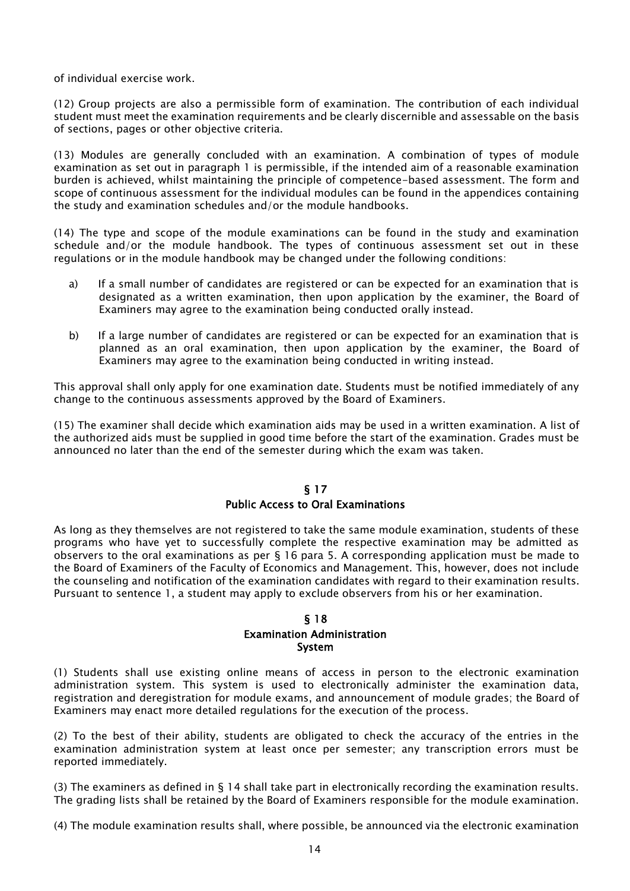of individual exercise work.

(12) Group projects are also a permissible form of examination. The contribution of each individual student must meet the examination requirements and be clearly discernible and assessable on the basis of sections, pages or other objective criteria.

(13) Modules are generally concluded with an examination. A combination of types of module examination as set out in paragraph 1 is permissible, if the intended aim of a reasonable examination burden is achieved, whilst maintaining the principle of competence-based assessment. The form and scope of continuous assessment for the individual modules can be found in the appendices containing the study and examination schedules and/or the module handbooks.

(14) The type and scope of the module examinations can be found in the study and examination schedule and/or the module handbook. The types of continuous assessment set out in these regulations or in the module handbook may be changed under the following conditions:

a) If a small number of candidates are registered or can be expected for an examination that is designated as a written examination, then upon application by the examiner, the Board of Examiners may agree to the examination being conducted orally instead.

b) If a large number of candidates are registered or can be expected for an examination that is planned as an oral examination, then upon application by the examiner, the Board of Examiners may agree to the examination being conducted in writing instead.

This approval shall only apply for one examination date. Students must be notified immediately of any change to the continuous assessments approved by the Board of Examiners.

(15) The examiner shall decide which examination aids may be used in a written examination. A list of the authorized aids must be supplied in good time before the start of the examination. Grades must be announced no later than the end of the semester during which the exam was taken.

## § 17
## Public Access to Oral Examinations

As long as they themselves are not registered to take the same module examination, students of these programs who have yet to successfully complete the respective examination may be admitted as observers to the oral examinations as per § 16 para 5. A corresponding application must be made to the Board of Examiners of the Faculty of Economics and Management. This, however, does not include the counseling and notification of the examination candidates with regard to their examination results. Pursuant to sentence 1, a student may apply to exclude observers from his or her examination.

## § 18
## Examination Administration System

(1) Students shall use existing online means of access in person to the electronic examination administration system. This system is used to electronically administer the examination data, registration and deregistration for module exams, and announcement of module grades; the Board of Examiners may enact more detailed regulations for the execution of the process.

(2) To the best of their ability, students are obligated to check the accuracy of the entries in the examination administration system at least once per semester; any transcription errors must be reported immediately.

(3) The examiners as defined in § 14 shall take part in electronically recording the examination results. The grading lists shall be retained by the Board of Examiners responsible for the module examination.

(4) The module examination results shall, where possible, be announced via the electronic examination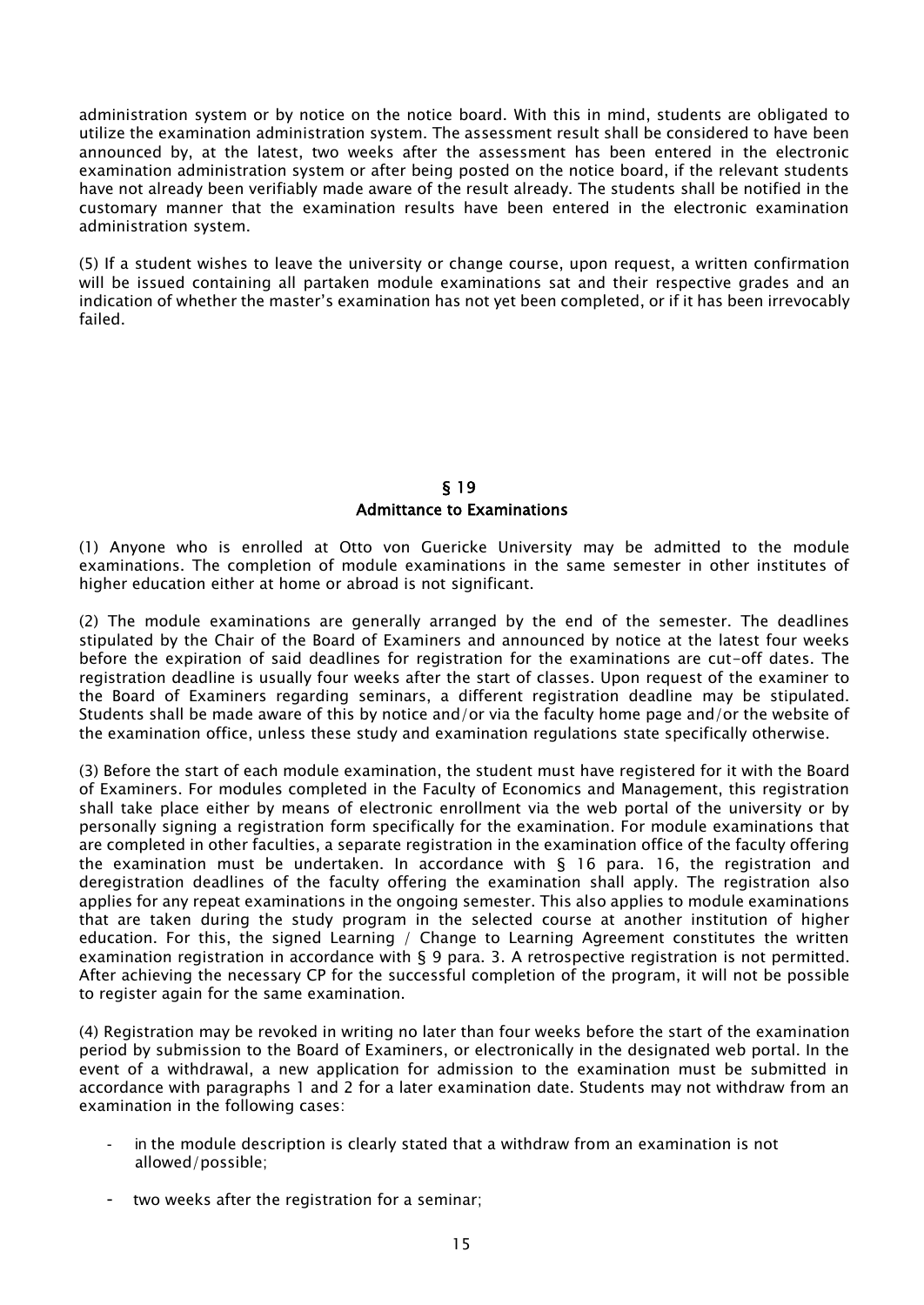administration system or by notice on the notice board. With this in mind, students are obligated to utilize the examination administration system. The assessment result shall be considered to have been announced by, at the latest, two weeks after the assessment has been entered in the electronic examination administration system or after being posted on the notice board, if the relevant students have not already been verifiably made aware of the result already. The students shall be notified in the customary manner that the examination results have been entered in the electronic examination administration system.

(5) If a student wishes to leave the university or change course, upon request, a written confirmation will be issued containing all partaken module examinations sat and their respective grades and an indication of whether the master's examination has not yet been completed, or if it has been irrevocably failed.

## § 19
## Admittance to Examinations

(1) Anyone who is enrolled at Otto von Guericke University may be admitted to the module examinations. The completion of module examinations in the same semester in other institutes of higher education either at home or abroad is not significant.

(2) The module examinations are generally arranged by the end of the semester. The deadlines stipulated by the Chair of the Board of Examiners and announced by notice at the latest four weeks before the expiration of said deadlines for registration for the examinations are cut-off dates. The registration deadline is usually four weeks after the start of classes. Upon request of the examiner to the Board of Examiners regarding seminars, a different registration deadline may be stipulated. Students shall be made aware of this by notice and/or via the faculty home page and/or the website of the examination office, unless these study and examination regulations state specifically otherwise.

(3) Before the start of each module examination, the student must have registered for it with the Board of Examiners. For modules completed in the Faculty of Economics and Management, this registration shall take place either by means of electronic enrollment via the web portal of the university or by personally signing a registration form specifically for the examination. For module examinations that are completed in other faculties, a separate registration in the examination office of the faculty offering the examination must be undertaken. In accordance with § 16 para. 16, the registration and deregistration deadlines of the faculty offering the examination shall apply. The registration also applies for any repeat examinations in the ongoing semester. This also applies to module examinations that are taken during the study program in the selected course at another institution of higher education. For this, the signed Learning / Change to Learning Agreement constitutes the written examination registration in accordance with § 9 para. 3. A retrospective registration is not permitted. After achieving the necessary CP for the successful completion of the program, it will not be possible to register again for the same examination.

(4) Registration may be revoked in writing no later than four weeks before the start of the examination period by submission to the Board of Examiners, or electronically in the designated web portal. In the event of a withdrawal, a new application for admission to the examination must be submitted in accordance with paragraphs 1 and 2 for a later examination date. Students may not withdraw from an examination in the following cases:

- in the module description is clearly stated that a withdraw from an examination is not allowed/possible;
- two weeks after the registration for a seminar;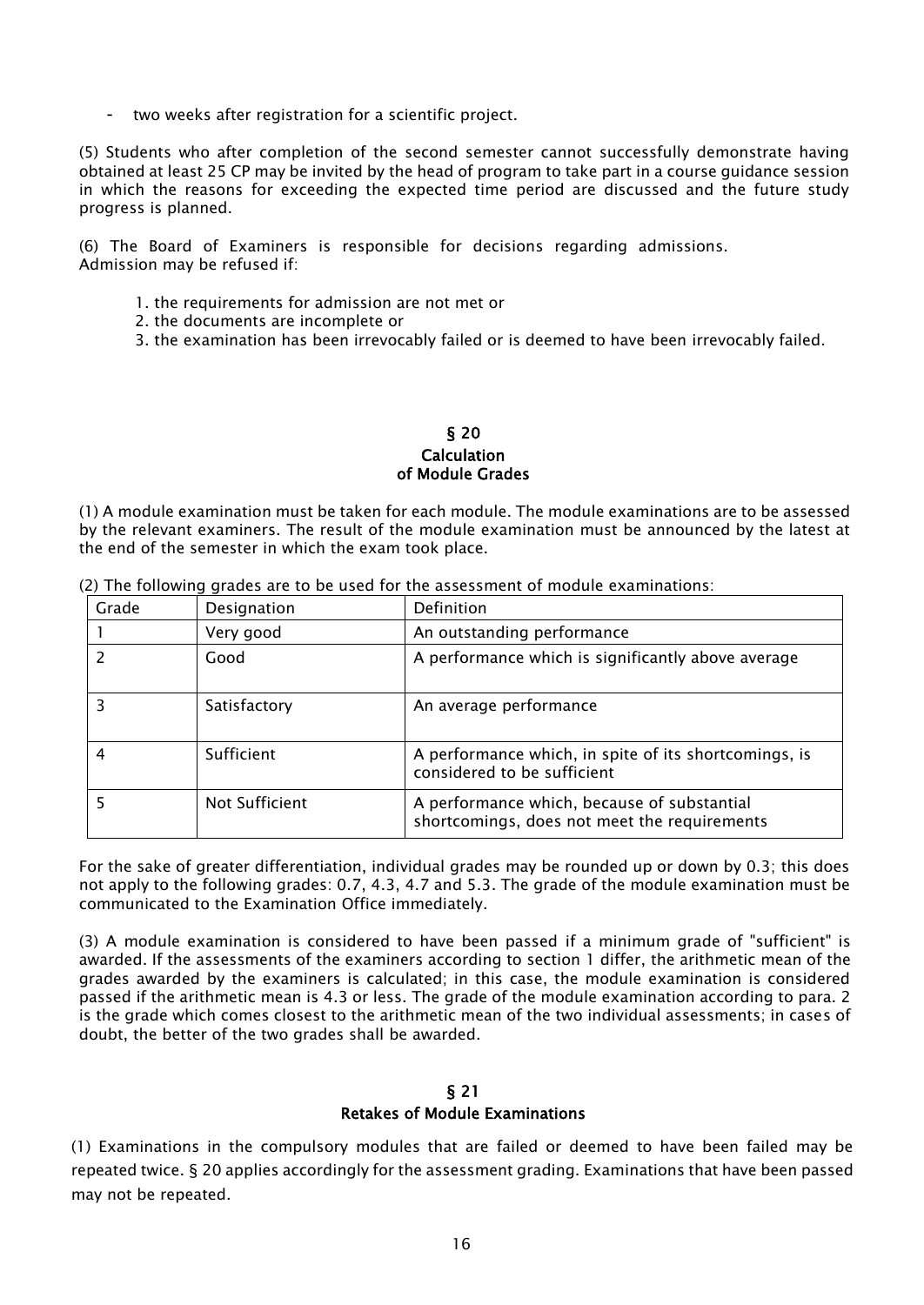- two weeks after registration for a scientific project.

(5) Students who after completion of the second semester cannot successfully demonstrate having obtained at least 25 CP may be invited by the head of program to take part in a course guidance session in which the reasons for exceeding the expected time period are discussed and the future study progress is planned.

(6) The Board of Examiners is responsible for decisions regarding admissions.
Admission may be refused if:

1. the requirements for admission are not met or
2. the documents are incomplete or
3. the examination has been irrevocably failed or is deemed to have been irrevocably failed.

## § 20
## Calculation of Module Grades

(1) A module examination must be taken for each module. The module examinations are to be assessed by the relevant examiners. The result of the module examination must be announced by the latest at the end of the semester in which the exam took place.

(2) The following grades are to be used for the assessment of module examinations:

| Grade | Designation | Definition |
|---|---|---|
| 1 | Very good | An outstanding performance |
| 2 | Good | A performance which is significantly above average |
| 3 | Satisfactory | An average performance |
| 4 | Sufficient | A performance which, in spite of its shortcomings, is considered to be sufficient |
| 5 | Not Sufficient | A performance which, because of substantial shortcomings, does not meet the requirements |

For the sake of greater differentiation, individual grades may be rounded up or down by 0.3; this does not apply to the following grades: 0.7, 4.3, 4.7 and 5.3. The grade of the module examination must be communicated to the Examination Office immediately.

(3) A module examination is considered to have been passed if a minimum grade of "sufficient" is awarded. If the assessments of the examiners according to section 1 differ, the arithmetic mean of the grades awarded by the examiners is calculated; in this case, the module examination is considered passed if the arithmetic mean is 4.3 or less. The grade of the module examination according to para. 2 is the grade which comes closest to the arithmetic mean of the two individual assessments; in cases of doubt, the better of the two grades shall be awarded.

## § 21
## Retakes of Module Examinations

(1) Examinations in the compulsory modules that are failed or deemed to have been failed may be repeated twice. § 20 applies accordingly for the assessment grading. Examinations that have been passed may not be repeated.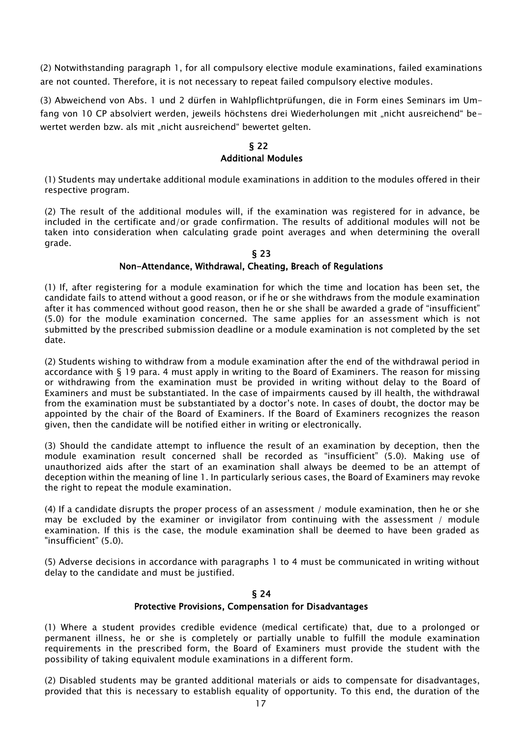(2) Notwithstanding paragraph 1, for all compulsory elective module examinations, failed examinations are not counted. Therefore, it is not necessary to repeat failed compulsory elective modules.

(3) Abweichend von Abs. 1 und 2 dürfen in Wahlpflichtprüfungen, die in Form eines Seminars im Umfang von 10 CP absolviert werden, jeweils höchstens drei Wiederholungen mit „nicht ausreichend" bewertet werden bzw. als mit „nicht ausreichend" bewertet gelten.

## § 22
## Additional Modules

(1) Students may undertake additional module examinations in addition to the modules offered in their respective program.

(2) The result of the additional modules will, if the examination was registered for in advance, be included in the certificate and/or grade confirmation. The results of additional modules will not be taken into consideration when calculating grade point averages and when determining the overall grade.

## § 23
## Non-Attendance, Withdrawal, Cheating, Breach of Regulations

(1) If, after registering for a module examination for which the time and location has been set, the candidate fails to attend without a good reason, or if he or she withdraws from the module examination after it has commenced without good reason, then he or she shall be awarded a grade of "insufficient" (5.0) for the module examination concerned. The same applies for an assessment which is not submitted by the prescribed submission deadline or a module examination is not completed by the set date.

(2) Students wishing to withdraw from a module examination after the end of the withdrawal period in accordance with § 19 para. 4 must apply in writing to the Board of Examiners. The reason for missing or withdrawing from the examination must be provided in writing without delay to the Board of Examiners and must be substantiated. In the case of impairments caused by ill health, the withdrawal from the examination must be substantiated by a doctor's note. In cases of doubt, the doctor may be appointed by the chair of the Board of Examiners. If the Board of Examiners recognizes the reason given, then the candidate will be notified either in writing or electronically.

(3) Should the candidate attempt to influence the result of an examination by deception, then the module examination result concerned shall be recorded as "insufficient" (5.0). Making use of unauthorized aids after the start of an examination shall always be deemed to be an attempt of deception within the meaning of line 1. In particularly serious cases, the Board of Examiners may revoke the right to repeat the module examination.

(4) If a candidate disrupts the proper process of an assessment / module examination, then he or she may be excluded by the examiner or invigilator from continuing with the assessment / module examination. If this is the case, the module examination shall be deemed to have been graded as "insufficient" (5.0).

(5) Adverse decisions in accordance with paragraphs 1 to 4 must be communicated in writing without delay to the candidate and must be justified.

## § 24
## Protective Provisions, Compensation for Disadvantages

(1) Where a student provides credible evidence (medical certificate) that, due to a prolonged or permanent illness, he or she is completely or partially unable to fulfill the module examination requirements in the prescribed form, the Board of Examiners must provide the student with the possibility of taking equivalent module examinations in a different form.

(2) Disabled students may be granted additional materials or aids to compensate for disadvantages, provided that this is necessary to establish equality of opportunity. To this end, the duration of the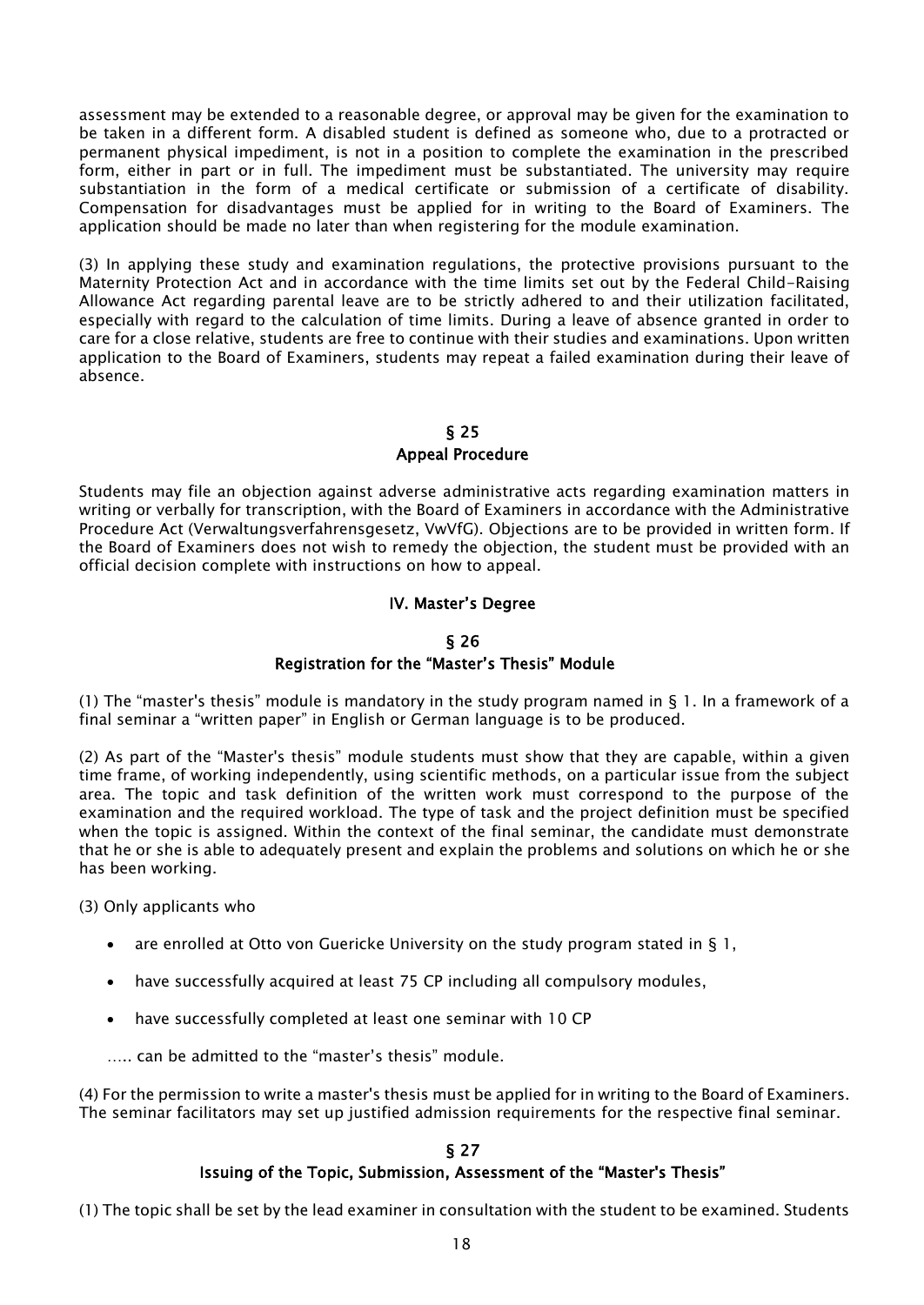assessment may be extended to a reasonable degree, or approval may be given for the examination to be taken in a different form. A disabled student is defined as someone who, due to a protracted or permanent physical impediment, is not in a position to complete the examination in the prescribed form, either in part or in full. The impediment must be substantiated. The university may require substantiation in the form of a medical certificate or submission of a certificate of disability. Compensation for disadvantages must be applied for in writing to the Board of Examiners. The application should be made no later than when registering for the module examination.

(3) In applying these study and examination regulations, the protective provisions pursuant to the Maternity Protection Act and in accordance with the time limits set out by the Federal Child-Raising Allowance Act regarding parental leave are to be strictly adhered to and their utilization facilitated, especially with regard to the calculation of time limits. During a leave of absence granted in order to care for a close relative, students are free to continue with their studies and examinations. Upon written application to the Board of Examiners, students may repeat a failed examination during their leave of absence.

## § 25
## Appeal Procedure

Students may file an objection against adverse administrative acts regarding examination matters in writing or verbally for transcription, with the Board of Examiners in accordance with the Administrative Procedure Act (Verwaltungsverfahrensgesetz, VwVfG). Objections are to be provided in written form. If the Board of Examiners does not wish to remedy the objection, the student must be provided with an official decision complete with instructions on how to appeal.

# IV. Master’s Degree

## § 26
## Registration for the “Master’s Thesis” Module

(1) The “master's thesis” module is mandatory in the study program named in § 1. In a framework of a final seminar a “written paper” in English or German language is to be produced.

(2) As part of the “Master's thesis” module students must show that they are capable, within a given time frame, of working independently, using scientific methods, on a particular issue from the subject area. The topic and task definition of the written work must correspond to the purpose of the examination and the required workload. The type of task and the project definition must be specified when the topic is assigned. Within the context of the final seminar, the candidate must demonstrate that he or she is able to adequately present and explain the problems and solutions on which he or she has been working.

(3) Only applicants who

- are enrolled at Otto von Guericke University on the study program stated in § 1,
- have successfully acquired at least 75 CP including all compulsory modules,
- have successfully completed at least one seminar with 10 CP

….. can be admitted to the “master’s thesis” module.

(4) For the permission to write a master's thesis must be applied for in writing to the Board of Examiners. The seminar facilitators may set up justified admission requirements for the respective final seminar.

## § 27
## Issuing of the Topic, Submission, Assessment of the “Master's Thesis”

(1) The topic shall be set by the lead examiner in consultation with the student to be examined. Students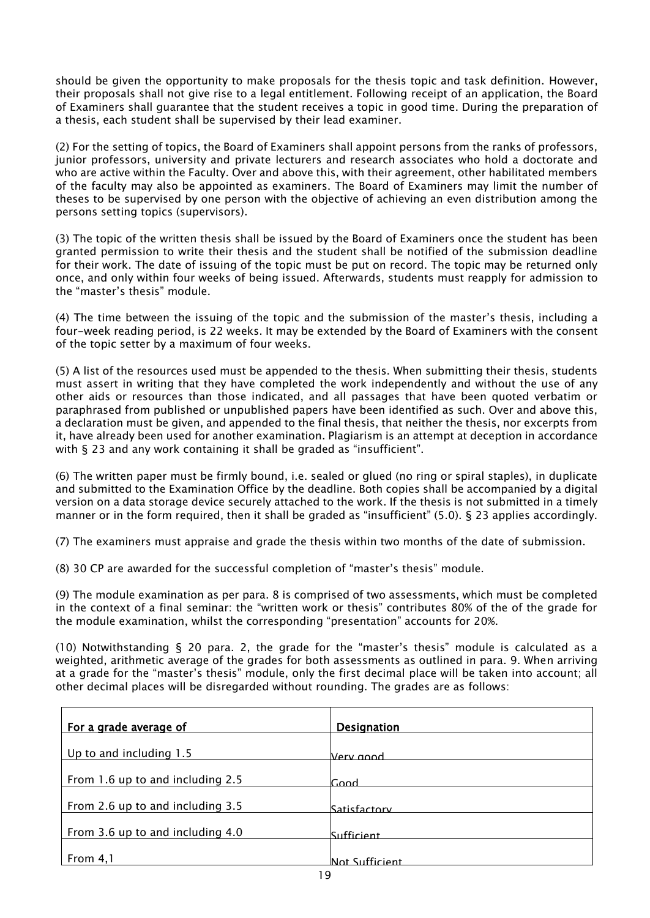should be given the opportunity to make proposals for the thesis topic and task definition. However, their proposals shall not give rise to a legal entitlement. Following receipt of an application, the Board of Examiners shall guarantee that the student receives a topic in good time. During the preparation of a thesis, each student shall be supervised by their lead examiner.

(2) For the setting of topics, the Board of Examiners shall appoint persons from the ranks of professors, junior professors, university and private lecturers and research associates who hold a doctorate and who are active within the Faculty. Over and above this, with their agreement, other habilitated members of the faculty may also be appointed as examiners. The Board of Examiners may limit the number of theses to be supervised by one person with the objective of achieving an even distribution among the persons setting topics (supervisors).

(3) The topic of the written thesis shall be issued by the Board of Examiners once the student has been granted permission to write their thesis and the student shall be notified of the submission deadline for their work. The date of issuing of the topic must be put on record. The topic may be returned only once, and only within four weeks of being issued. Afterwards, students must reapply for admission to the "master's thesis" module.

(4) The time between the issuing of the topic and the submission of the master's thesis, including a four-week reading period, is 22 weeks. It may be extended by the Board of Examiners with the consent of the topic setter by a maximum of four weeks.

(5) A list of the resources used must be appended to the thesis. When submitting their thesis, students must assert in writing that they have completed the work independently and without the use of any other aids or resources than those indicated, and all passages that have been quoted verbatim or paraphrased from published or unpublished papers have been identified as such. Over and above this, a declaration must be given, and appended to the final thesis, that neither the thesis, nor excerpts from it, have already been used for another examination. Plagiarism is an attempt at deception in accordance with § 23 and any work containing it shall be graded as "insufficient".

(6) The written paper must be firmly bound, i.e. sealed or glued (no ring or spiral staples), in duplicate and submitted to the Examination Office by the deadline. Both copies shall be accompanied by a digital version on a data storage device securely attached to the work. If the thesis is not submitted in a timely manner or in the form required, then it shall be graded as "insufficient" (5.0). § 23 applies accordingly.

(7) The examiners must appraise and grade the thesis within two months of the date of submission.

(8) 30 CP are awarded for the successful completion of "master's thesis" module.

(9) The module examination as per para. 8 is comprised of two assessments, which must be completed in the context of a final seminar: the "written work or thesis" contributes 80% of the of the grade for the module examination, whilst the corresponding "presentation" accounts for 20%.

(10) Notwithstanding § 20 para. 2, the grade for the "master's thesis" module is calculated as a weighted, arithmetic average of the grades for both assessments as outlined in para. 9. When arriving at a grade for the "master's thesis" module, only the first decimal place will be taken into account; all other decimal places will be disregarded without rounding. The grades are as follows:

| For a grade average of | Designation |
|---|---|
| Up to and including 1.5 | Very good |
| From 1.6 up to and including 2.5 | Good |
| From 2.6 up to and including 3.5 | Satisfactory |
| From 3.6 up to and including 4.0 | Sufficient |
| From 4,1 | Not Sufficient |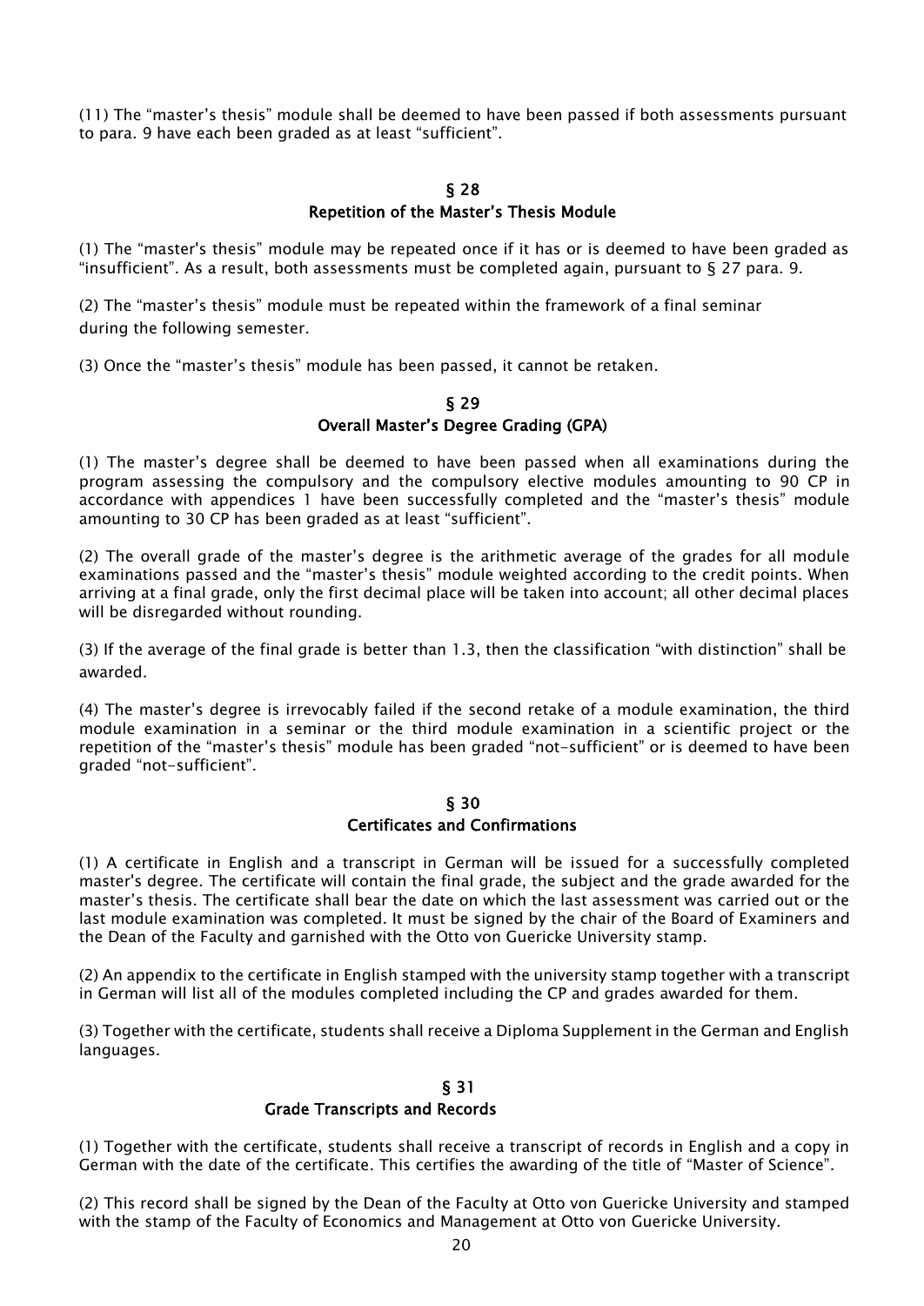(11) The “master’s thesis” module shall be deemed to have been passed if both assessments pursuant to para. 9 have each been graded as at least “sufficient”.

## § 28
## Repetition of the Master’s Thesis Module

(1) The “master's thesis” module may be repeated once if it has or is deemed to have been graded as “insufficient”. As a result, both assessments must be completed again, pursuant to § 27 para. 9.

(2) The “master’s thesis” module must be repeated within the framework of a final seminar during the following semester.

(3) Once the “master’s thesis” module has been passed, it cannot be retaken.

## § 29
## Overall Master’s Degree Grading (GPA)

(1) The master’s degree shall be deemed to have been passed when all examinations during the program assessing the compulsory and the compulsory elective modules amounting to 90 CP in accordance with appendices 1 have been successfully completed and the “master’s thesis” module amounting to 30 CP has been graded as at least “sufficient”.

(2) The overall grade of the master’s degree is the arithmetic average of the grades for all module examinations passed and the “master’s thesis” module weighted according to the credit points. When arriving at a final grade, only the first decimal place will be taken into account; all other decimal places will be disregarded without rounding.

(3) If the average of the final grade is better than 1.3, then the classification “with distinction” shall be awarded.

(4) The master’s degree is irrevocably failed if the second retake of a module examination, the third module examination in a seminar or the third module examination in a scientific project or the repetition of the “master’s thesis” module has been graded “not-sufficient” or is deemed to have been graded “not-sufficient”.

## § 30
## Certificates and Confirmations

(1) A certificate in English and a transcript in German will be issued for a successfully completed master's degree. The certificate will contain the final grade, the subject and the grade awarded for the master’s thesis. The certificate shall bear the date on which the last assessment was carried out or the last module examination was completed. It must be signed by the chair of the Board of Examiners and the Dean of the Faculty and garnished with the Otto von Guericke University stamp.

(2) An appendix to the certificate in English stamped with the university stamp together with a transcript in German will list all of the modules completed including the CP and grades awarded for them.

(3) Together with the certificate, students shall receive a Diploma Supplement in the German and English languages.

## § 31
## Grade Transcripts and Records

(1) Together with the certificate, students shall receive a transcript of records in English and a copy in German with the date of the certificate. This certifies the awarding of the title of “Master of Science”.

(2) This record shall be signed by the Dean of the Faculty at Otto von Guericke University and stamped with the stamp of the Faculty of Economics and Management at Otto von Guericke University.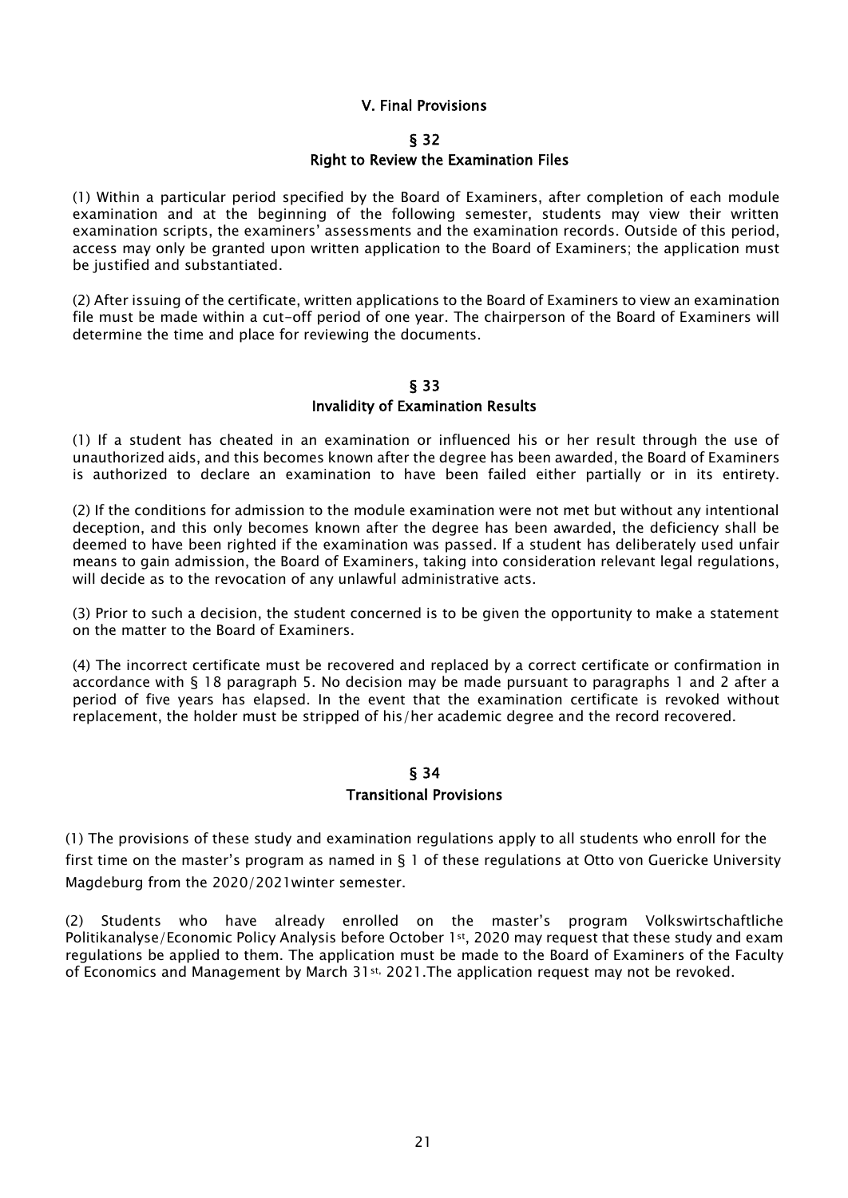# V. Final Provisions

## § 32
## Right to Review the Examination Files

(1) Within a particular period specified by the Board of Examiners, after completion of each module examination and at the beginning of the following semester, students may view their written examination scripts, the examiners' assessments and the examination records. Outside of this period, access may only be granted upon written application to the Board of Examiners; the application must be justified and substantiated.

(2) After issuing of the certificate, written applications to the Board of Examiners to view an examination file must be made within a cut-off period of one year. The chairperson of the Board of Examiners will determine the time and place for reviewing the documents.

## § 33
## Invalidity of Examination Results

(1) If a student has cheated in an examination or influenced his or her result through the use of unauthorized aids, and this becomes known after the degree has been awarded, the Board of Examiners is authorized to declare an examination to have been failed either partially or in its entirety.

(2) If the conditions for admission to the module examination were not met but without any intentional deception, and this only becomes known after the degree has been awarded, the deficiency shall be deemed to have been righted if the examination was passed. If a student has deliberately used unfair means to gain admission, the Board of Examiners, taking into consideration relevant legal regulations, will decide as to the revocation of any unlawful administrative acts.

(3) Prior to such a decision, the student concerned is to be given the opportunity to make a statement on the matter to the Board of Examiners.

(4) The incorrect certificate must be recovered and replaced by a correct certificate or confirmation in accordance with § 18 paragraph 5. No decision may be made pursuant to paragraphs 1 and 2 after a period of five years has elapsed. In the event that the examination certificate is revoked without replacement, the holder must be stripped of his/her academic degree and the record recovered.

## § 34
## Transitional Provisions

(1) The provisions of these study and examination regulations apply to all students who enroll for the first time on the master's program as named in § 1 of these regulations at Otto von Guericke University Magdeburg from the 2020/2021winter semester.

(2) Students who have already enrolled on the master's program Volkswirtschaftliche Politikanalyse/Economic Policy Analysis before October 1st, 2020 may request that these study and exam regulations be applied to them. The application must be made to the Board of Examiners of the Faculty of Economics and Management by March 31st, 2021.The application request may not be revoked.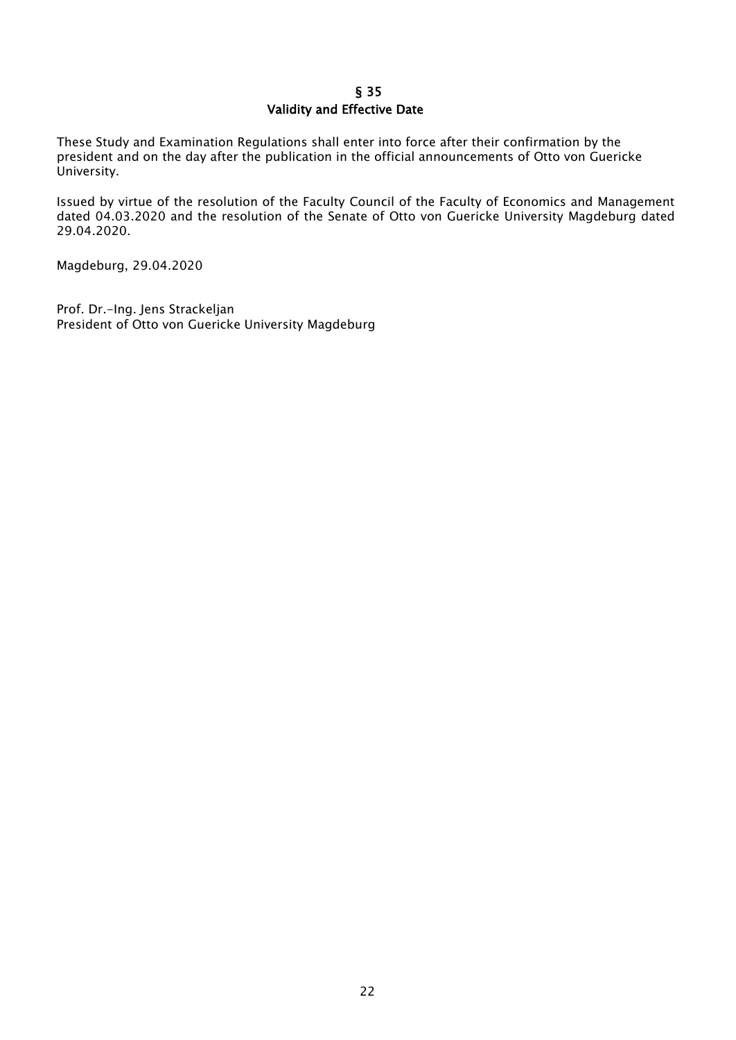## § 35
## Validity and Effective Date

These Study and Examination Regulations shall enter into force after their confirmation by the president and on the day after the publication in the official announcements of Otto von Guericke University.

Issued by virtue of the resolution of the Faculty Council of the Faculty of Economics and Management dated 04.03.2020 and the resolution of the Senate of Otto von Guericke University Magdeburg dated 29.04.2020.

Magdeburg, 29.04.2020

Prof. Dr.-Ing. Jens Strackeljan
President of Otto von Guericke University Magdeburg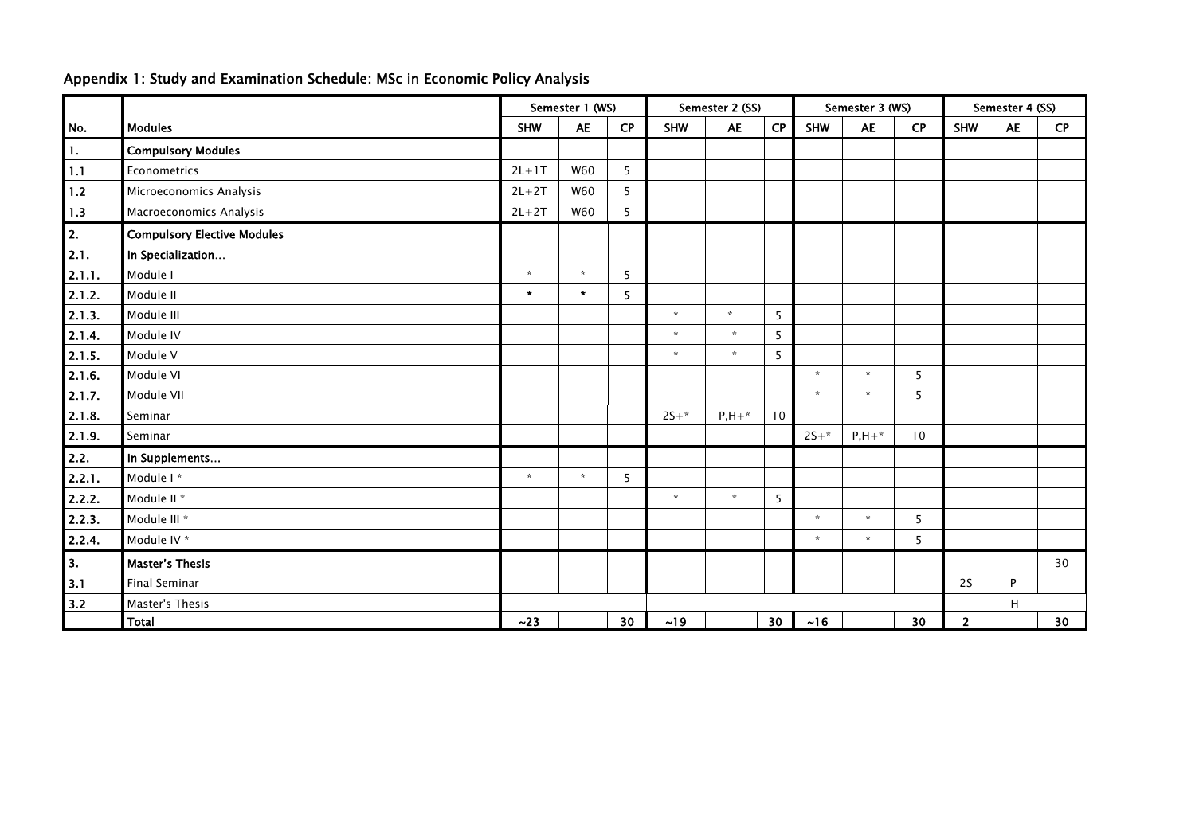## Appendix 1: Study and Examination Schedule: MSc in Economic Policy Analysis

| | | Semester 1 (WS) | | | Semester 2 (SS) | | | Semester 3 (WS) | | | Semester 4 (SS) | | |
|---|---|---|---|---|---|---|---|---|---|---|---|---|---|
| **No.** | **Modules** | **SHW** | **AE** | **CP** | **SHW** | **AE** | **CP** | **SHW** | **AE** | **CP** | **SHW** | **AE** | **CP** |
| **1.** | **Compulsory Modules** | | | | | | | | | | | | |
| **1.1** | Econometrics | 2L+1T | W60 | 5 | | | | | | | | | |
| **1.2** | Microeconomics Analysis | 2L+2T | W60 | 5 | | | | | | | | | |
| **1.3** | Macroeconomics Analysis | 2L+2T | W60 | 5 | | | | | | | | | |
| **2.** | **Compulsory Elective Modules** | | | | | | | | | | | | |
| **2.1.** | **In Specialization...** | | | | | | | | | | | | |
| **2.1.1.** | Module I | * | * | 5 | | | | | | | | | |
| **2.1.2.** | Module II | * | * | 5 | | | | | | | | | |
| **2.1.3.** | Module III | | | | * | * | 5 | | | | | | |
| **2.1.4.** | Module IV | | | | * | * | 5 | | | | | | |
| **2.1.5.** | Module V | | | | * | * | 5 | | | | | | |
| **2.1.6.** | Module VI | | | | | | | * | * | 5 | | | |
| **2.1.7.** | Module VII | | | | | | | * | * | 5 | | | |
| **2.1.8.** | Seminar | | | | 2S+* | P,H+* | 10 | | | | | | |
| **2.1.9.** | Seminar | | | | | | | 2S+* | P,H+* | 10 | | | |
| **2.2.** | **In Supplements...** | | | | | | | | | | | | |
| **2.2.1.** | Module I * | * | * | 5 | | | | | | | | | |
| **2.2.2.** | Module II * | | | | * | * | 5 | | | | | | |
| **2.2.3.** | Module III * | | | | | | | * | * | 5 | | | |
| **2.2.4.** | Module IV * | | | | | | | * | * | 5 | | | |
| **3.** | **Master's Thesis** | | | | | | | | | | | | 30 |
| **3.1** | Final Seminar | | | | | | | | | | 2S | P | |
| **3.2** | Master's Thesis | | | | | | | | | | | H | |
| | **Total** | **~23** | | **30** | **~19** | | **30** | **~16** | | **30** | **2** | | **30** |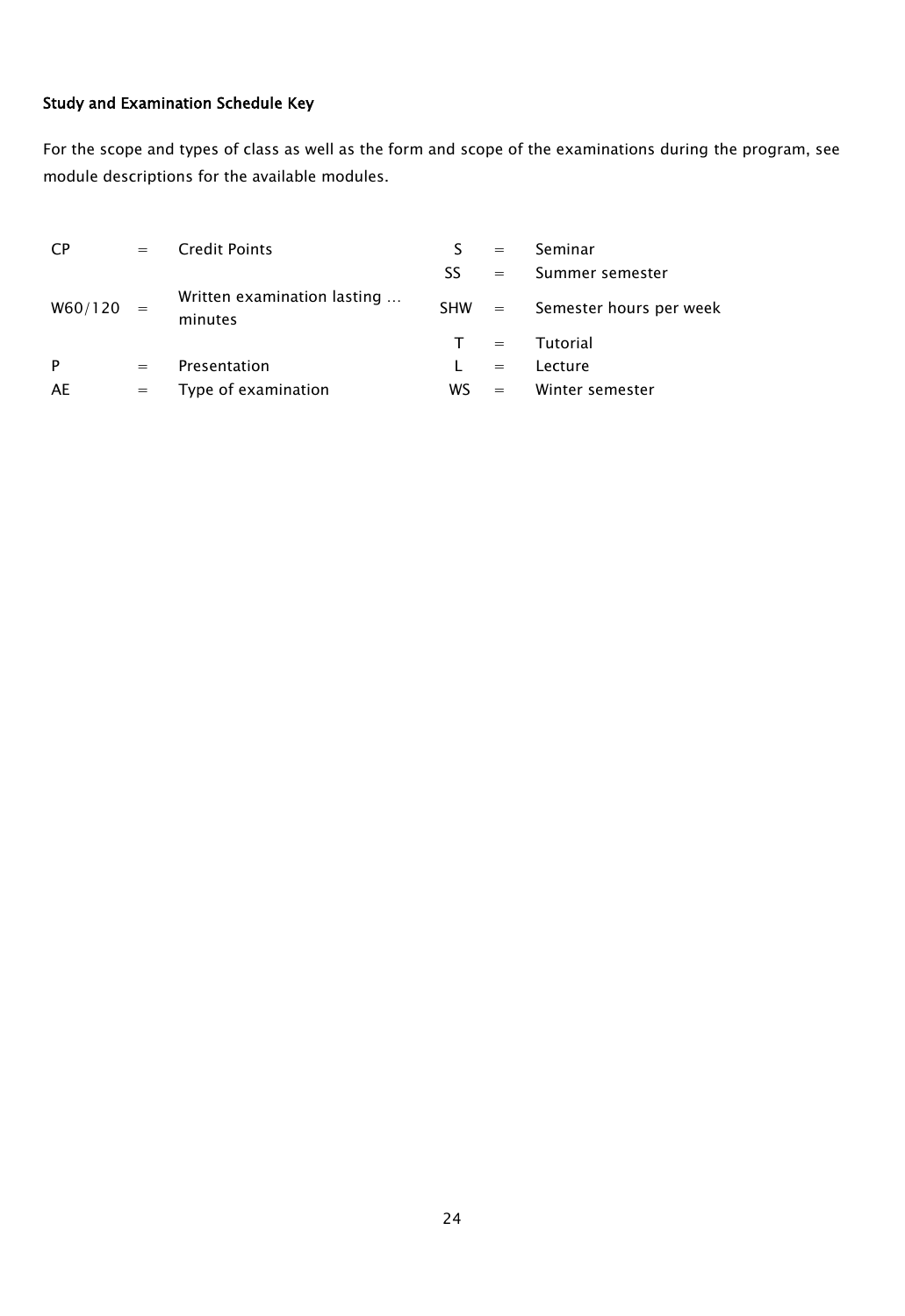### Study and Examination Schedule Key

For the scope and types of class as well as the form and scope of the examinations during the program, see module descriptions for the available modules.

| | | | | | |
|---|---|---|---|---|---|
| CP | = | Credit Points | S | = | Seminar |
| | | | SS | = | Summer semester |
| W60/120 | = | Written examination lasting … minutes | SHW | = | Semester hours per week |
| | | | T | = | Tutorial |
| P | = | Presentation | L | = | Lecture |
| AE | = | Type of examination | WS | = | Winter semester |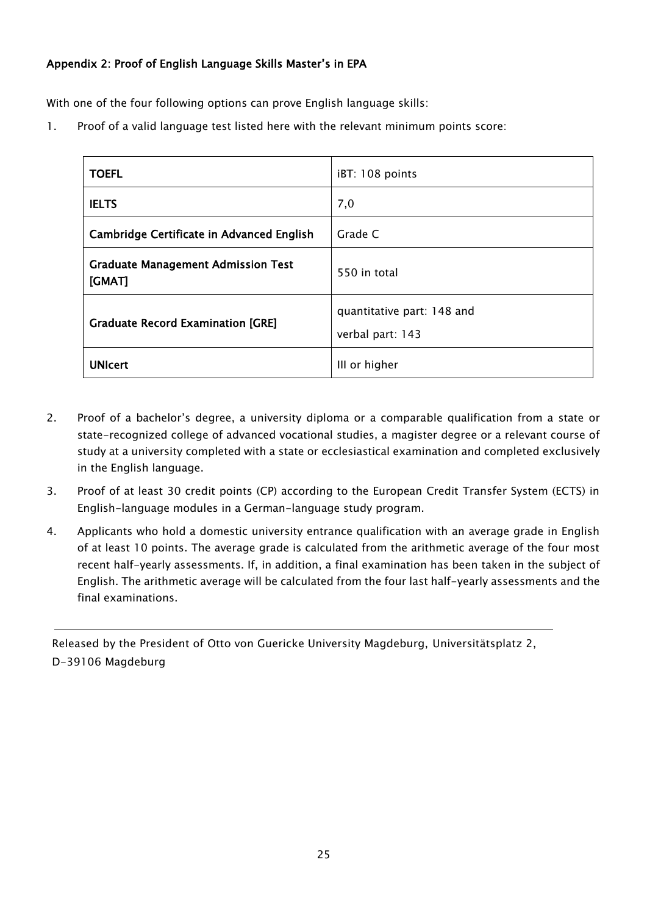**Appendix 2: Proof of English Language Skills Master's in EPA**

With one of the four following options can prove English language skills:

1. Proof of a valid language test listed here with the relevant minimum points score:

| | |
|---|---|
| **TOEFL** | iBT: 108 points |
| **IELTS** | 7,0 |
| **Cambridge Certificate in Advanced English** | Grade C |
| **Graduate Management Admission Test [GMAT]** | 550 in total |
| **Graduate Record Examination [GRE]** | quantitative part: 148 and verbal part: 143 |
| **UNIcert** | III or higher |

2. Proof of a bachelor's degree, a university diploma or a comparable qualification from a state or state-recognized college of advanced vocational studies, a magister degree or a relevant course of study at a university completed with a state or ecclesiastical examination and completed exclusively in the English language.
3. Proof of at least 30 credit points (CP) according to the European Credit Transfer System (ECTS) in English-language modules in a German-language study program.
4. Applicants who hold a domestic university entrance qualification with an average grade in English of at least 10 points. The average grade is calculated from the arithmetic average of the four most recent half-yearly assessments. If, in addition, a final examination has been taken in the subject of English. The arithmetic average will be calculated from the four last half-yearly assessments and the final examinations.

---

Released by the President of Otto von Guericke University Magdeburg, Universitätsplatz 2, D-39106 Magdeburg